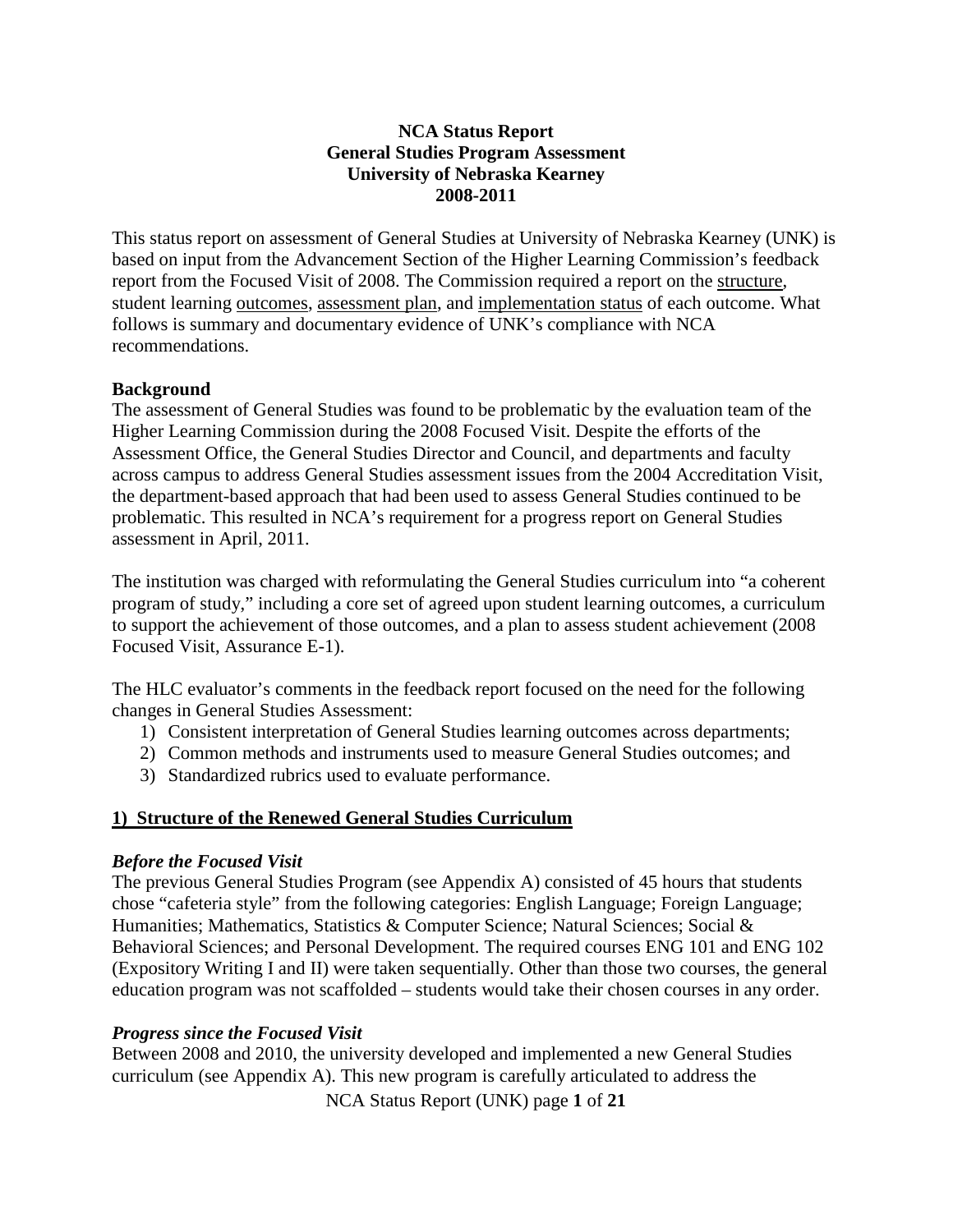**NCA Status Report**
**General Studies Program Assessment**
**University of Nebraska Kearney**
**2008-2011**

This status report on assessment of General Studies at University of Nebraska Kearney (UNK) is based on input from the Advancement Section of the Higher Learning Commission's feedback report from the Focused Visit of 2008. The Commission required a report on the <u>structure</u>, student learning <u>outcomes</u>, <u>assessment plan</u>, and <u>implementation status</u> of each outcome. What follows is summary and documentary evidence of UNK's compliance with NCA recommendations.

**Background**

The assessment of General Studies was found to be problematic by the evaluation team of the Higher Learning Commission during the 2008 Focused Visit. Despite the efforts of the Assessment Office, the General Studies Director and Council, and departments and faculty across campus to address General Studies assessment issues from the 2004 Accreditation Visit, the department-based approach that had been used to assess General Studies continued to be problematic. This resulted in NCA's requirement for a progress report on General Studies assessment in April, 2011.

The institution was charged with reformulating the General Studies curriculum into "a coherent program of study," including a core set of agreed upon student learning outcomes, a curriculum to support the achievement of those outcomes, and a plan to assess student achievement (2008 Focused Visit, Assurance E-1).

The HLC evaluator's comments in the feedback report focused on the need for the following changes in General Studies Assessment:

1) Consistent interpretation of General Studies learning outcomes across departments;
2) Common methods and instruments used to measure General Studies outcomes; and
3) Standardized rubrics used to evaluate performance.

## 1) Structure of the Renewed General Studies Curriculum

### *Before the Focused Visit*

The previous General Studies Program (see Appendix A) consisted of 45 hours that students chose "cafeteria style" from the following categories: English Language; Foreign Language; Humanities; Mathematics, Statistics & Computer Science; Natural Sciences; Social & Behavioral Sciences; and Personal Development. The required courses ENG 101 and ENG 102 (Expository Writing I and II) were taken sequentially. Other than those two courses, the general education program was not scaffolded – students would take their chosen courses in any order.

### *Progress since the Focused Visit*

Between 2008 and 2010, the university developed and implemented a new General Studies curriculum (see Appendix A). This new program is carefully articulated to address the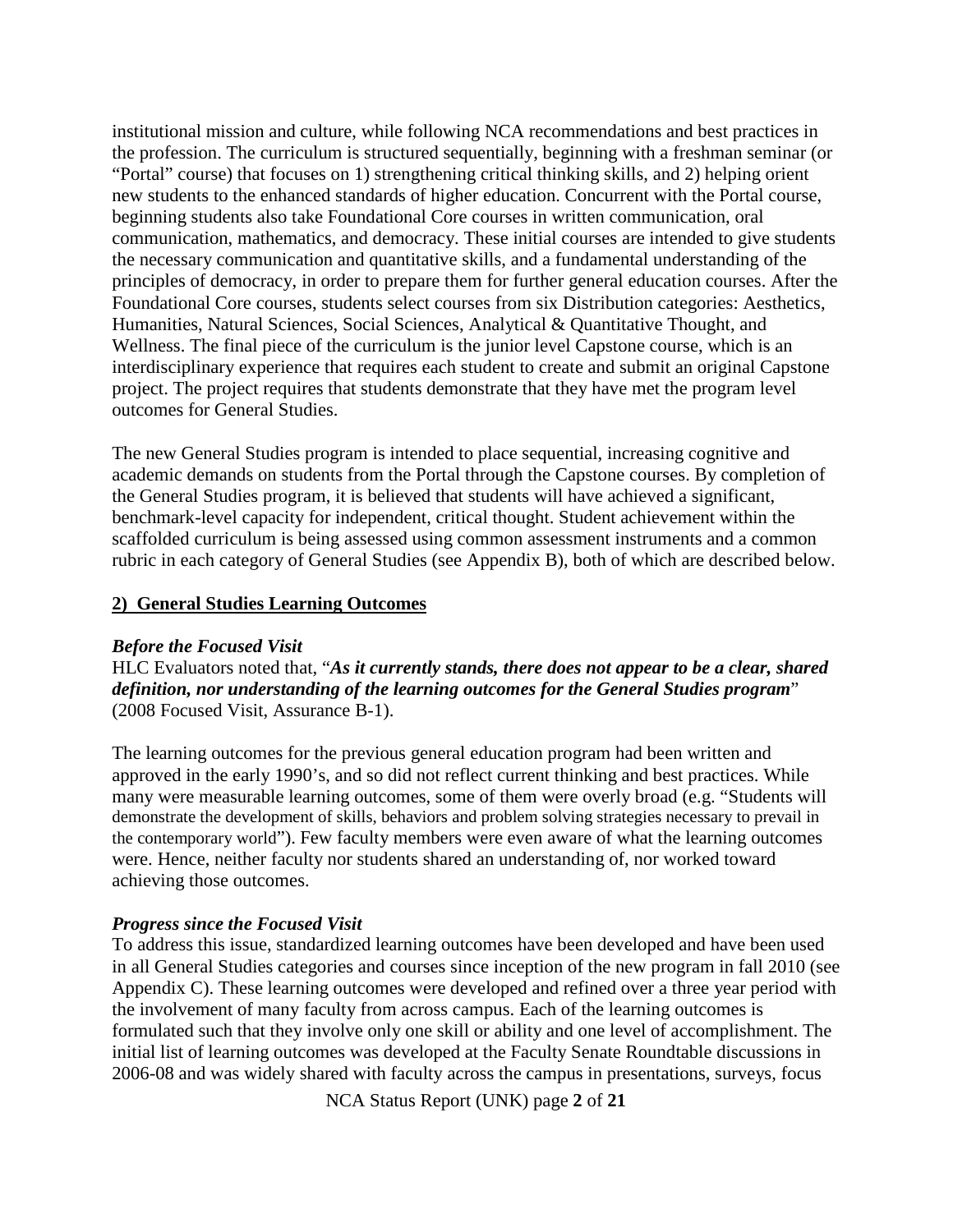institutional mission and culture, while following NCA recommendations and best practices in the profession. The curriculum is structured sequentially, beginning with a freshman seminar (or "Portal" course) that focuses on 1) strengthening critical thinking skills, and 2) helping orient new students to the enhanced standards of higher education. Concurrent with the Portal course, beginning students also take Foundational Core courses in written communication, oral communication, mathematics, and democracy. These initial courses are intended to give students the necessary communication and quantitative skills, and a fundamental understanding of the principles of democracy, in order to prepare them for further general education courses. After the Foundational Core courses, students select courses from six Distribution categories: Aesthetics, Humanities, Natural Sciences, Social Sciences, Analytical & Quantitative Thought, and Wellness. The final piece of the curriculum is the junior level Capstone course, which is an interdisciplinary experience that requires each student to create and submit an original Capstone project. The project requires that students demonstrate that they have met the program level outcomes for General Studies.

The new General Studies program is intended to place sequential, increasing cognitive and academic demands on students from the Portal through the Capstone courses. By completion of the General Studies program, it is believed that students will have achieved a significant, benchmark-level capacity for independent, critical thought. Student achievement within the scaffolded curriculum is being assessed using common assessment instruments and a common rubric in each category of General Studies (see Appendix B), both of which are described below.

## 2) General Studies Learning Outcomes

***Before the Focused Visit***

HLC Evaluators noted that, "***As it currently stands, there does not appear to be a clear, shared definition, nor understanding of the learning outcomes for the General Studies program***" (2008 Focused Visit, Assurance B-1).

The learning outcomes for the previous general education program had been written and approved in the early 1990's, and so did not reflect current thinking and best practices. While many were measurable learning outcomes, some of them were overly broad (e.g. "Students will demonstrate the development of skills, behaviors and problem solving strategies necessary to prevail in the contemporary world"). Few faculty members were even aware of what the learning outcomes were. Hence, neither faculty nor students shared an understanding of, nor worked toward achieving those outcomes.

***Progress since the Focused Visit***

To address this issue, standardized learning outcomes have been developed and have been used in all General Studies categories and courses since inception of the new program in fall 2010 (see Appendix C). These learning outcomes were developed and refined over a three year period with the involvement of many faculty from across campus. Each of the learning outcomes is formulated such that they involve only one skill or ability and one level of accomplishment. The initial list of learning outcomes was developed at the Faculty Senate Roundtable discussions in 2006-08 and was widely shared with faculty across the campus in presentations, surveys, focus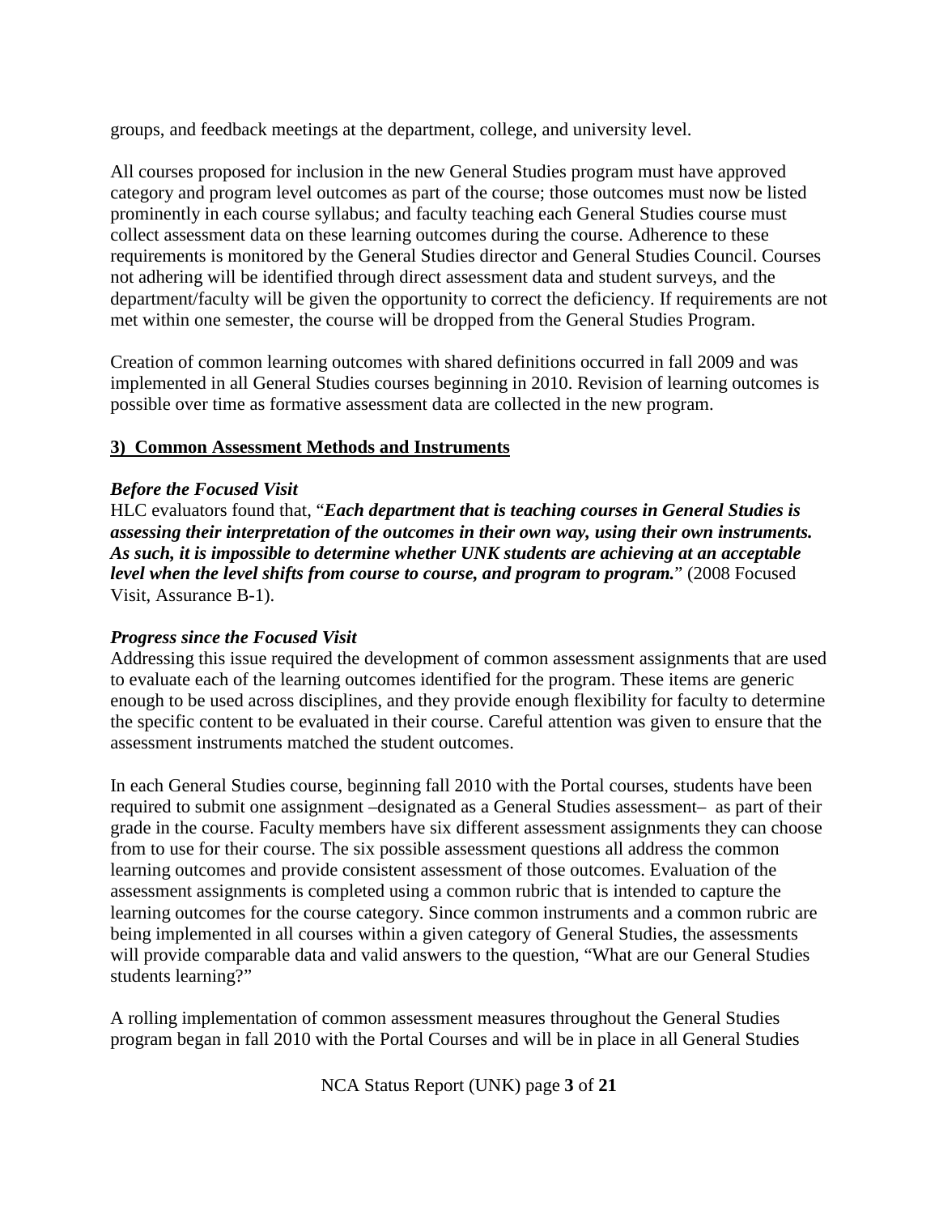groups, and feedback meetings at the department, college, and university level.

All courses proposed for inclusion in the new General Studies program must have approved category and program level outcomes as part of the course; those outcomes must now be listed prominently in each course syllabus; and faculty teaching each General Studies course must collect assessment data on these learning outcomes during the course. Adherence to these requirements is monitored by the General Studies director and General Studies Council. Courses not adhering will be identified through direct assessment data and student surveys, and the department/faculty will be given the opportunity to correct the deficiency. If requirements are not met within one semester, the course will be dropped from the General Studies Program.

Creation of common learning outcomes with shared definitions occurred in fall 2009 and was implemented in all General Studies courses beginning in 2010. Revision of learning outcomes is possible over time as formative assessment data are collected in the new program.

## 3) Common Assessment Methods and Instruments

### *Before the Focused Visit*

HLC evaluators found that, "***Each department that is teaching courses in General Studies is assessing their interpretation of the outcomes in their own way, using their own instruments. As such, it is impossible to determine whether UNK students are achieving at an acceptable level when the level shifts from course to course, and program to program.***" (2008 Focused Visit, Assurance B-1).

### *Progress since the Focused Visit*

Addressing this issue required the development of common assessment assignments that are used to evaluate each of the learning outcomes identified for the program. These items are generic enough to be used across disciplines, and they provide enough flexibility for faculty to determine the specific content to be evaluated in their course. Careful attention was given to ensure that the assessment instruments matched the student outcomes.

In each General Studies course, beginning fall 2010 with the Portal courses, students have been required to submit one assignment –designated as a General Studies assessment– as part of their grade in the course. Faculty members have six different assessment assignments they can choose from to use for their course. The six possible assessment questions all address the common learning outcomes and provide consistent assessment of those outcomes. Evaluation of the assessment assignments is completed using a common rubric that is intended to capture the learning outcomes for the course category. Since common instruments and a common rubric are being implemented in all courses within a given category of General Studies, the assessments will provide comparable data and valid answers to the question, "What are our General Studies students learning?"

A rolling implementation of common assessment measures throughout the General Studies program began in fall 2010 with the Portal Courses and will be in place in all General Studies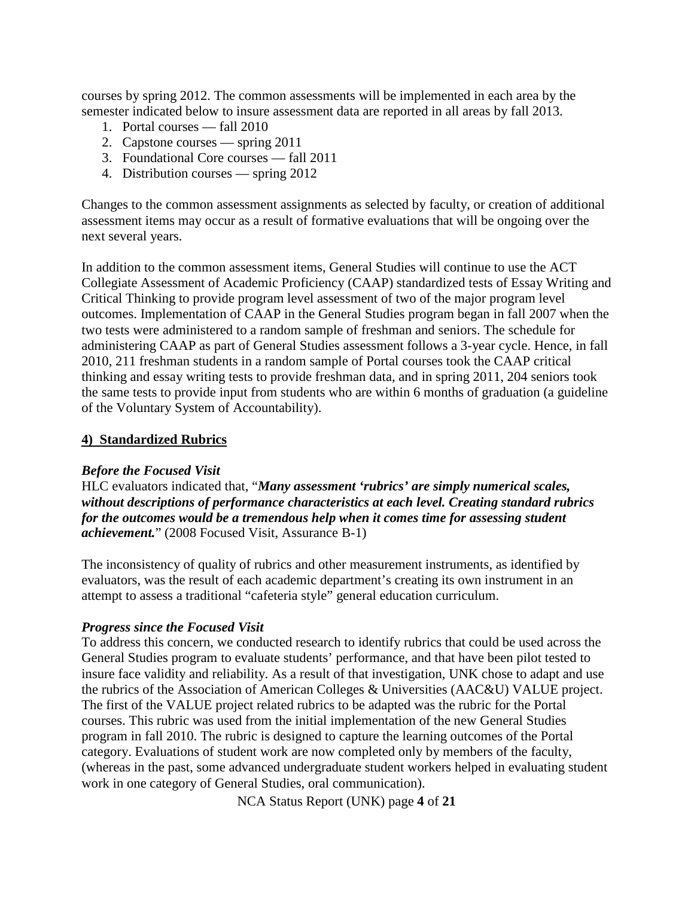courses by spring 2012. The common assessments will be implemented in each area by the semester indicated below to insure assessment data are reported in all areas by fall 2013.

1. Portal courses — fall 2010
2. Capstone courses — spring 2011
3. Foundational Core courses — fall 2011
4. Distribution courses — spring 2012

Changes to the common assessment assignments as selected by faculty, or creation of additional assessment items may occur as a result of formative evaluations that will be ongoing over the next several years.

In addition to the common assessment items, General Studies will continue to use the ACT Collegiate Assessment of Academic Proficiency (CAAP) standardized tests of Essay Writing and Critical Thinking to provide program level assessment of two of the major program level outcomes. Implementation of CAAP in the General Studies program began in fall 2007 when the two tests were administered to a random sample of freshman and seniors. The schedule for administering CAAP as part of General Studies assessment follows a 3-year cycle. Hence, in fall 2010, 211 freshman students in a random sample of Portal courses took the CAAP critical thinking and essay writing tests to provide freshman data, and in spring 2011, 204 seniors took the same tests to provide input from students who are within 6 months of graduation (a guideline of the Voluntary System of Accountability).

## **4) Standardized Rubrics**

### ***Before the Focused Visit***

HLC evaluators indicated that, "***Many assessment 'rubrics' are simply numerical scales, without descriptions of performance characteristics at each level. Creating standard rubrics for the outcomes would be a tremendous help when it comes time for assessing student achievement.***" (2008 Focused Visit, Assurance B-1)

The inconsistency of quality of rubrics and other measurement instruments, as identified by evaluators, was the result of each academic department's creating its own instrument in an attempt to assess a traditional "cafeteria style" general education curriculum.

### ***Progress since the Focused Visit***

To address this concern, we conducted research to identify rubrics that could be used across the General Studies program to evaluate students' performance, and that have been pilot tested to insure face validity and reliability. As a result of that investigation, UNK chose to adapt and use the rubrics of the Association of American Colleges & Universities (AAC&U) VALUE project. The first of the VALUE project related rubrics to be adapted was the rubric for the Portal courses. This rubric was used from the initial implementation of the new General Studies program in fall 2010. The rubric is designed to capture the learning outcomes of the Portal category. Evaluations of student work are now completed only by members of the faculty, (whereas in the past, some advanced undergraduate student workers helped in evaluating student work in one category of General Studies, oral communication).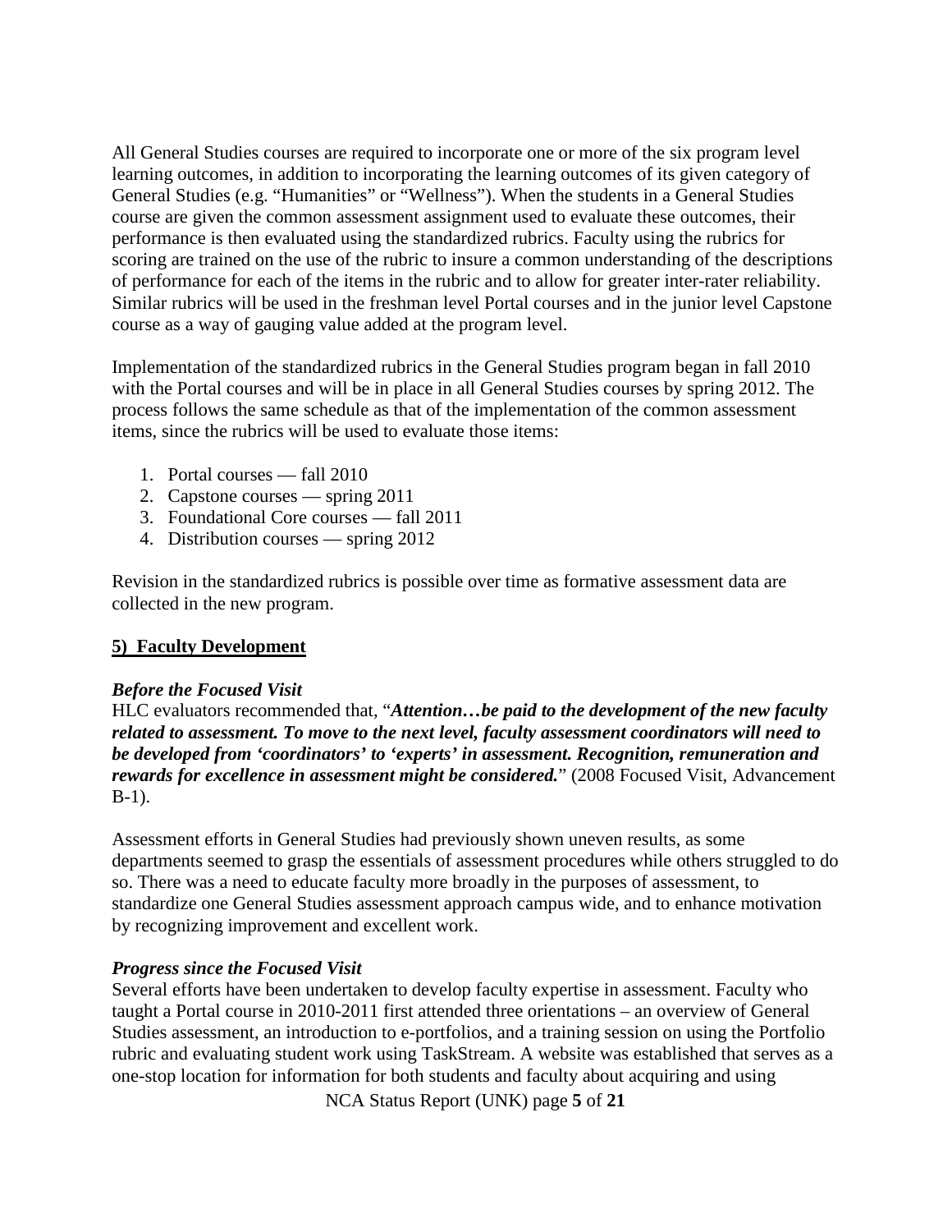All General Studies courses are required to incorporate one or more of the six program level learning outcomes, in addition to incorporating the learning outcomes of its given category of General Studies (e.g. "Humanities" or "Wellness"). When the students in a General Studies course are given the common assessment assignment used to evaluate these outcomes, their performance is then evaluated using the standardized rubrics. Faculty using the rubrics for scoring are trained on the use of the rubric to insure a common understanding of the descriptions of performance for each of the items in the rubric and to allow for greater inter-rater reliability. Similar rubrics will be used in the freshman level Portal courses and in the junior level Capstone course as a way of gauging value added at the program level.

Implementation of the standardized rubrics in the General Studies program began in fall 2010 with the Portal courses and will be in place in all General Studies courses by spring 2012. The process follows the same schedule as that of the implementation of the common assessment items, since the rubrics will be used to evaluate those items:

1. Portal courses — fall 2010
2. Capstone courses — spring 2011
3. Foundational Core courses — fall 2011
4. Distribution courses — spring 2012

Revision in the standardized rubrics is possible over time as formative assessment data are collected in the new program.

## 5) Faculty Development

### *Before the Focused Visit*

HLC evaluators recommended that, "***Attention…be paid to the development of the new faculty related to assessment. To move to the next level, faculty assessment coordinators will need to be developed from 'coordinators' to 'experts' in assessment. Recognition, remuneration and rewards for excellence in assessment might be considered.***" (2008 Focused Visit, Advancement B-1).

Assessment efforts in General Studies had previously shown uneven results, as some departments seemed to grasp the essentials of assessment procedures while others struggled to do so. There was a need to educate faculty more broadly in the purposes of assessment, to standardize one General Studies assessment approach campus wide, and to enhance motivation by recognizing improvement and excellent work.

### *Progress since the Focused Visit*

Several efforts have been undertaken to develop faculty expertise in assessment. Faculty who taught a Portal course in 2010-2011 first attended three orientations – an overview of General Studies assessment, an introduction to e-portfolios, and a training session on using the Portfolio rubric and evaluating student work using TaskStream. A website was established that serves as a one-stop location for information for both students and faculty about acquiring and using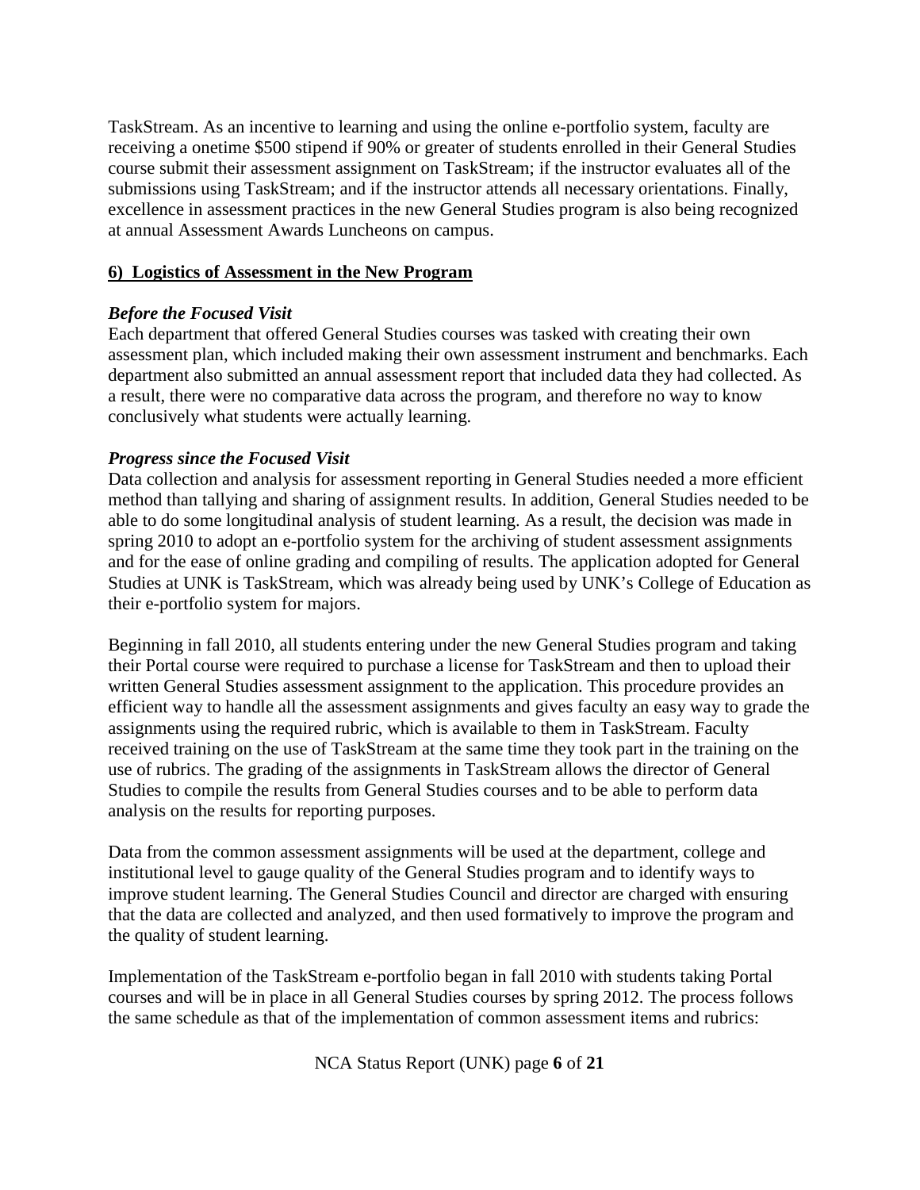TaskStream. As an incentive to learning and using the online e-portfolio system, faculty are receiving a onetime \$500 stipend if 90% or greater of students enrolled in their General Studies course submit their assessment assignment on TaskStream; if the instructor evaluates all of the submissions using TaskStream; and if the instructor attends all necessary orientations. Finally, excellence in assessment practices in the new General Studies program is also being recognized at annual Assessment Awards Luncheons on campus.

## 6) Logistics of Assessment in the New Program

### *Before the Focused Visit*

Each department that offered General Studies courses was tasked with creating their own assessment plan, which included making their own assessment instrument and benchmarks. Each department also submitted an annual assessment report that included data they had collected. As a result, there were no comparative data across the program, and therefore no way to know conclusively what students were actually learning.

### *Progress since the Focused Visit*

Data collection and analysis for assessment reporting in General Studies needed a more efficient method than tallying and sharing of assignment results. In addition, General Studies needed to be able to do some longitudinal analysis of student learning. As a result, the decision was made in spring 2010 to adopt an e-portfolio system for the archiving of student assessment assignments and for the ease of online grading and compiling of results. The application adopted for General Studies at UNK is TaskStream, which was already being used by UNK's College of Education as their e-portfolio system for majors.

Beginning in fall 2010, all students entering under the new General Studies program and taking their Portal course were required to purchase a license for TaskStream and then to upload their written General Studies assessment assignment to the application. This procedure provides an efficient way to handle all the assessment assignments and gives faculty an easy way to grade the assignments using the required rubric, which is available to them in TaskStream. Faculty received training on the use of TaskStream at the same time they took part in the training on the use of rubrics. The grading of the assignments in TaskStream allows the director of General Studies to compile the results from General Studies courses and to be able to perform data analysis on the results for reporting purposes.

Data from the common assessment assignments will be used at the department, college and institutional level to gauge quality of the General Studies program and to identify ways to improve student learning. The General Studies Council and director are charged with ensuring that the data are collected and analyzed, and then used formatively to improve the program and the quality of student learning.

Implementation of the TaskStream e-portfolio began in fall 2010 with students taking Portal courses and will be in place in all General Studies courses by spring 2012. The process follows the same schedule as that of the implementation of common assessment items and rubrics: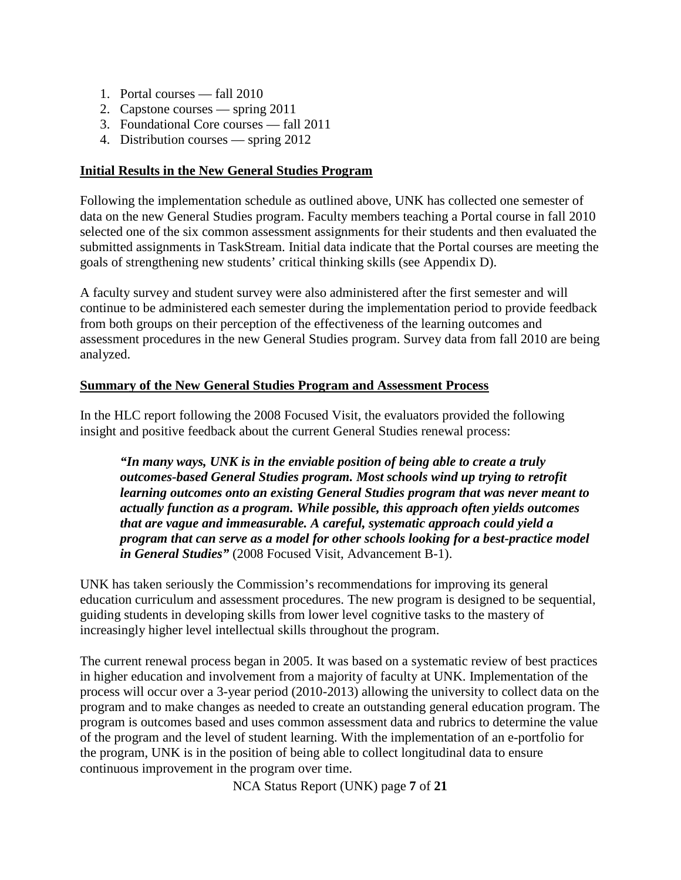1. Portal courses — fall 2010
2. Capstone courses — spring 2011
3. Foundational Core courses — fall 2011
4. Distribution courses — spring 2012

## Initial Results in the New General Studies Program

Following the implementation schedule as outlined above, UNK has collected one semester of data on the new General Studies program. Faculty members teaching a Portal course in fall 2010 selected one of the six common assessment assignments for their students and then evaluated the submitted assignments in TaskStream. Initial data indicate that the Portal courses are meeting the goals of strengthening new students' critical thinking skills (see Appendix D).

A faculty survey and student survey were also administered after the first semester and will continue to be administered each semester during the implementation period to provide feedback from both groups on their perception of the effectiveness of the learning outcomes and assessment procedures in the new General Studies program. Survey data from fall 2010 are being analyzed.

## Summary of the New General Studies Program and Assessment Process

In the HLC report following the 2008 Focused Visit, the evaluators provided the following insight and positive feedback about the current General Studies renewal process:

> ***"In many ways, UNK is in the enviable position of being able to create a truly outcomes-based General Studies program. Most schools wind up trying to retrofit learning outcomes onto an existing General Studies program that was never meant to actually function as a program. While possible, this approach often yields outcomes that are vague and immeasurable. A careful, systematic approach could yield a program that can serve as a model for other schools looking for a best-practice model in General Studies"*** (2008 Focused Visit, Advancement B-1).

UNK has taken seriously the Commission's recommendations for improving its general education curriculum and assessment procedures. The new program is designed to be sequential, guiding students in developing skills from lower level cognitive tasks to the mastery of increasingly higher level intellectual skills throughout the program.

The current renewal process began in 2005. It was based on a systematic review of best practices in higher education and involvement from a majority of faculty at UNK. Implementation of the process will occur over a 3-year period (2010-2013) allowing the university to collect data on the program and to make changes as needed to create an outstanding general education program. The program is outcomes based and uses common assessment data and rubrics to determine the value of the program and the level of student learning. With the implementation of an e-portfolio for the program, UNK is in the position of being able to collect longitudinal data to ensure continuous improvement in the program over time.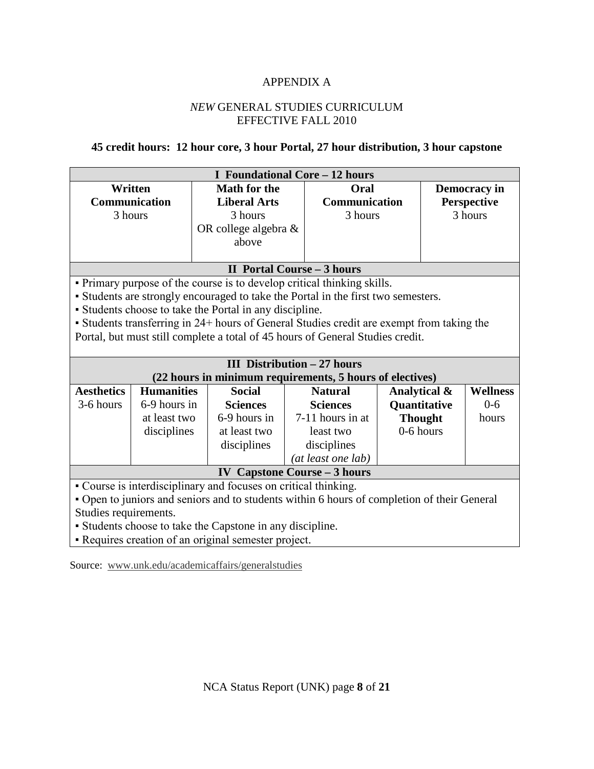# APPENDIX A

## *NEW* GENERAL STUDIES CURRICULUM
## EFFECTIVE FALL 2010

**45 credit hours: 12 hour core, 3 hour Portal, 27 hour distribution, 3 hour capstone**

**I Foundational Core – 12 hours**

| **Written Communication** | **Math for the Liberal Arts** | **Oral Communication** | **Democracy in Perspective** |
|---|---|---|---|
| 3 hours | 3 hours OR college algebra & above | 3 hours | 3 hours |

**II Portal Course – 3 hours**

- Primary purpose of the course is to develop critical thinking skills.
- Students are strongly encouraged to take the Portal in the first two semesters.
- Students choose to take the Portal in any discipline.
- Students transferring in 24+ hours of General Studies credit are exempt from taking the Portal, but must still complete a total of 45 hours of General Studies credit.

**III Distribution – 27 hours**
**(22 hours in minimum requirements, 5 hours of electives)**

| **Aesthetics** | **Humanities** | **Social Sciences** | **Natural Sciences** | **Analytical & Quantitative Thought** | **Wellness** |
|---|---|---|---|---|---|
| 3-6 hours | 6-9 hours in at least two disciplines | 6-9 hours in at least two disciplines | 7-11 hours in at least two disciplines *(at least one lab)* | 0-6 hours | 0-6 hours |

**IV Capstone Course – 3 hours**

- Course is interdisciplinary and focuses on critical thinking.
- Open to juniors and seniors and to students within 6 hours of completion of their General Studies requirements.
- Students choose to take the Capstone in any discipline.
- Requires creation of an original semester project.

Source: www.unk.edu/academicaffairs/generalstudies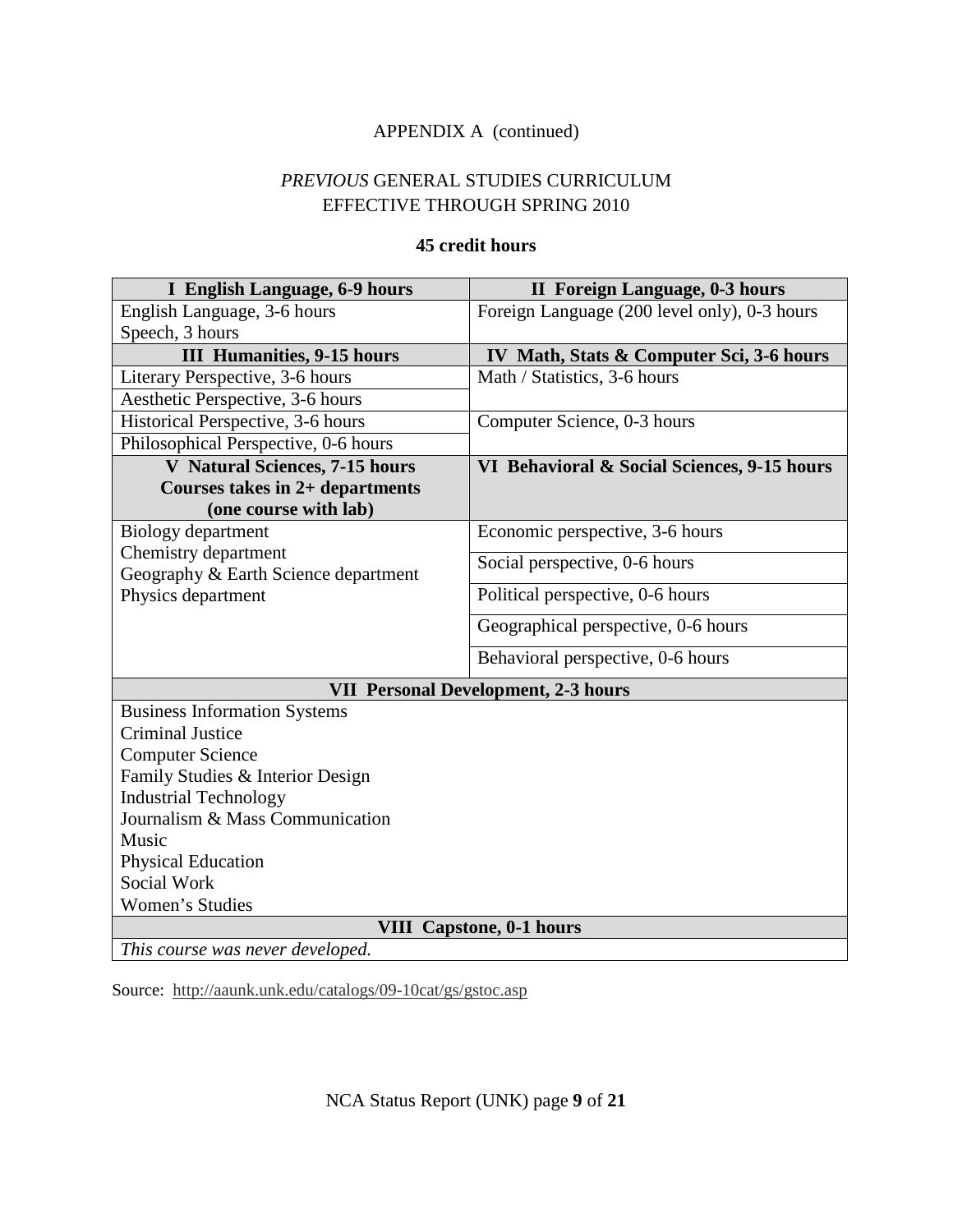APPENDIX A (continued)

## *PREVIOUS* GENERAL STUDIES CURRICULUM EFFECTIVE THROUGH SPRING 2010

**45 credit hours**

| **I English Language, 6-9 hours** | **II Foreign Language, 0-3 hours** |
|---|---|
| English Language, 3-6 hours<br>Speech, 3 hours | Foreign Language (200 level only), 0-3 hours |
| **III Humanities, 9-15 hours** | **IV Math, Stats & Computer Sci, 3-6 hours** |
| Literary Perspective, 3-6 hours | Math / Statistics, 3-6 hours |
| Aesthetic Perspective, 3-6 hours | |
| Historical Perspective, 3-6 hours | Computer Science, 0-3 hours |
| Philosophical Perspective, 0-6 hours | |
| **V Natural Sciences, 7-15 hours**<br>**Courses takes in 2+ departments**<br>**(one course with lab)** | **VI Behavioral & Social Sciences, 9-15 hours** |
| Biology department<br>Chemistry department<br>Geography & Earth Science department<br>Physics department | Economic perspective, 3-6 hours<br>Social perspective, 0-6 hours<br>Political perspective, 0-6 hours<br>Geographical perspective, 0-6 hours<br>Behavioral perspective, 0-6 hours |
| **VII Personal Development, 2-3 hours** | |
| Business Information Systems<br>Criminal Justice<br>Computer Science<br>Family Studies & Interior Design<br>Industrial Technology<br>Journalism & Mass Communication<br>Music<br>Physical Education<br>Social Work<br>Women's Studies | |
| **VIII Capstone, 0-1 hours** | |
| *This course was never developed.* | |

Source: http://aaunk.unk.edu/catalogs/09-10cat/gs/gstoc.asp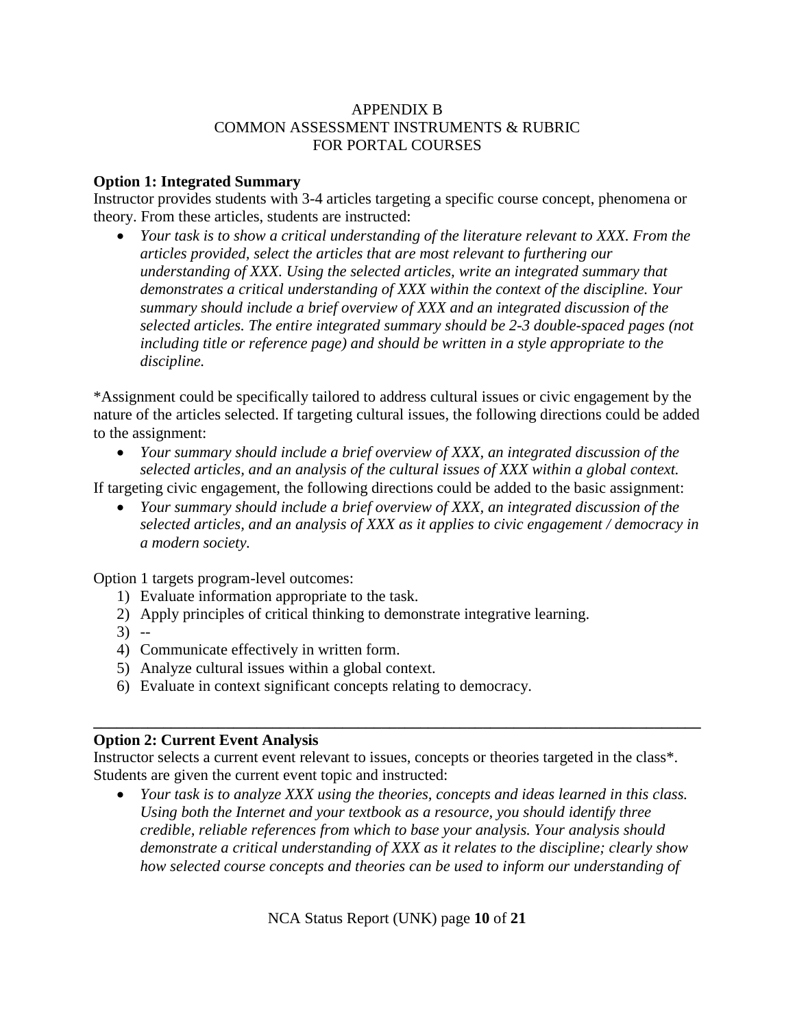# APPENDIX B
## COMMON ASSESSMENT INSTRUMENTS & RUBRIC FOR PORTAL COURSES

**Option 1: Integrated Summary**

Instructor provides students with 3-4 articles targeting a specific course concept, phenomena or theory. From these articles, students are instructed:

- *Your task is to show a critical understanding of the literature relevant to XXX. From the articles provided, select the articles that are most relevant to furthering our understanding of XXX. Using the selected articles, write an integrated summary that demonstrates a critical understanding of XXX within the context of the discipline. Your summary should include a brief overview of XXX and an integrated discussion of the selected articles. The entire integrated summary should be 2-3 double-spaced pages (not including title or reference page) and should be written in a style appropriate to the discipline.*

*Assignment could be specifically tailored to address cultural issues or civic engagement by the nature of the articles selected. If targeting cultural issues, the following directions could be added to the assignment:

- *Your summary should include a brief overview of XXX, an integrated discussion of the selected articles, and an analysis of the cultural issues of XXX within a global context.*

If targeting civic engagement, the following directions could be added to the basic assignment:

- *Your summary should include a brief overview of XXX, an integrated discussion of the selected articles, and an analysis of XXX as it applies to civic engagement / democracy in a modern society.*

Option 1 targets program-level outcomes:

1) Evaluate information appropriate to the task.
2) Apply principles of critical thinking to demonstrate integrative learning.
3) --
4) Communicate effectively in written form.
5) Analyze cultural issues within a global context.
6) Evaluate in context significant concepts relating to democracy.

---

**Option 2: Current Event Analysis**

Instructor selects a current event relevant to issues, concepts or theories targeted in the class*. Students are given the current event topic and instructed:

- *Your task is to analyze XXX using the theories, concepts and ideas learned in this class. Using both the Internet and your textbook as a resource, you should identify three credible, reliable references from which to base your analysis. Your analysis should demonstrate a critical understanding of XXX as it relates to the discipline; clearly show how selected course concepts and theories can be used to inform our understanding of*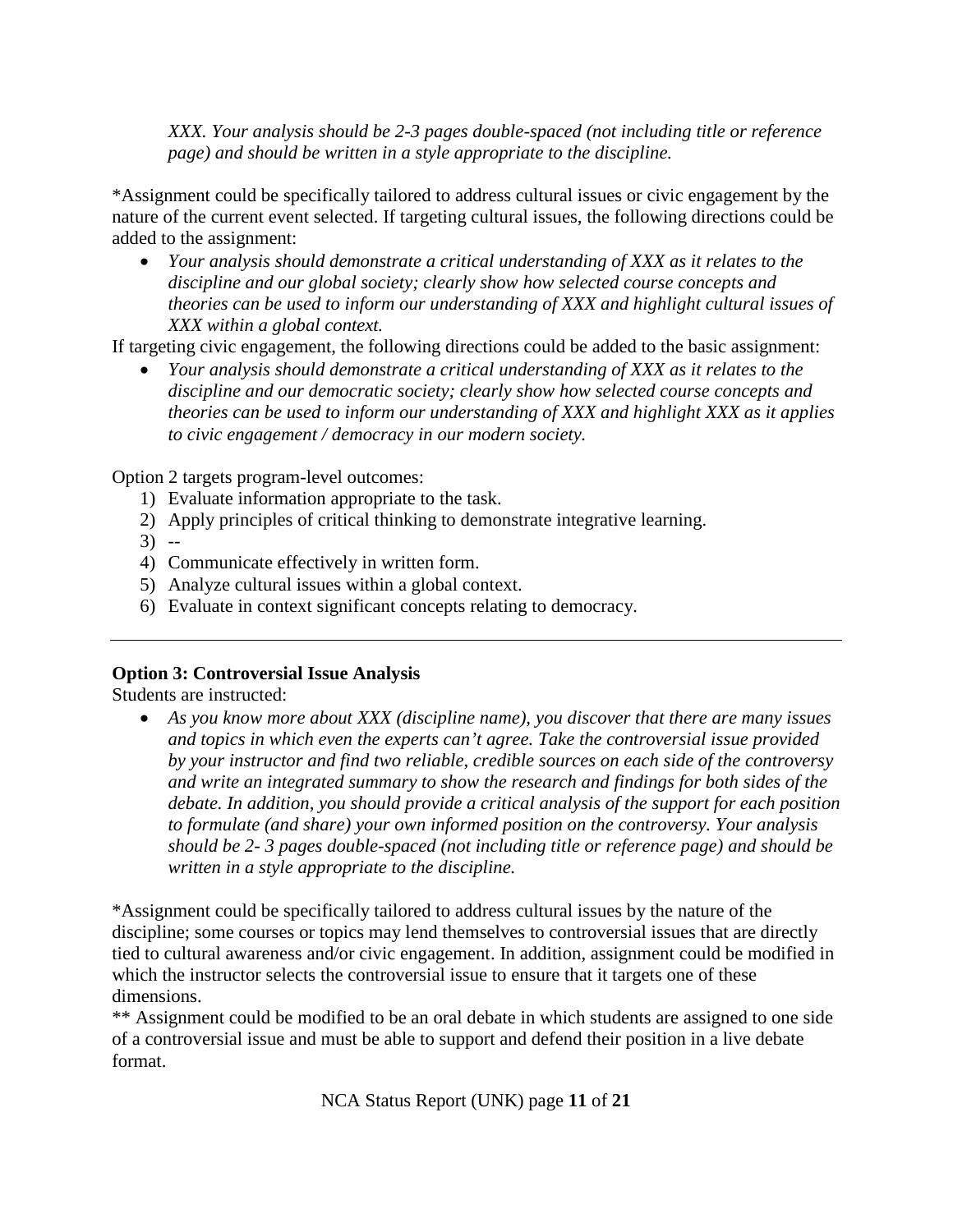*XXX. Your analysis should be 2-3 pages double-spaced (not including title or reference page) and should be written in a style appropriate to the discipline.*

*Assignment could be specifically tailored to address cultural issues or civic engagement by the nature of the current event selected. If targeting cultural issues, the following directions could be added to the assignment:

- *Your analysis should demonstrate a critical understanding of XXX as it relates to the discipline and our global society; clearly show how selected course concepts and theories can be used to inform our understanding of XXX and highlight cultural issues of XXX within a global context.*

If targeting civic engagement, the following directions could be added to the basic assignment:

- *Your analysis should demonstrate a critical understanding of XXX as it relates to the discipline and our democratic society; clearly show how selected course concepts and theories can be used to inform our understanding of XXX and highlight XXX as it applies to civic engagement / democracy in our modern society.*

Option 2 targets program-level outcomes:

1) Evaluate information appropriate to the task.
2) Apply principles of critical thinking to demonstrate integrative learning.
3) --
4) Communicate effectively in written form.
5) Analyze cultural issues within a global context.
6) Evaluate in context significant concepts relating to democracy.

---

**Option 3: Controversial Issue Analysis**

Students are instructed:

- *As you know more about XXX (discipline name), you discover that there are many issues and topics in which even the experts can't agree. Take the controversial issue provided by your instructor and find two reliable, credible sources on each side of the controversy and write an integrated summary to show the research and findings for both sides of the debate. In addition, you should provide a critical analysis of the support for each position to formulate (and share) your own informed position on the controversy. Your analysis should be 2- 3 pages double-spaced (not including title or reference page) and should be written in a style appropriate to the discipline.*

*Assignment could be specifically tailored to address cultural issues by the nature of the discipline; some courses or topics may lend themselves to controversial issues that are directly tied to cultural awareness and/or civic engagement. In addition, assignment could be modified in which the instructor selects the controversial issue to ensure that it targets one of these dimensions.

** Assignment could be modified to be an oral debate in which students are assigned to one side of a controversial issue and must be able to support and defend their position in a live debate format.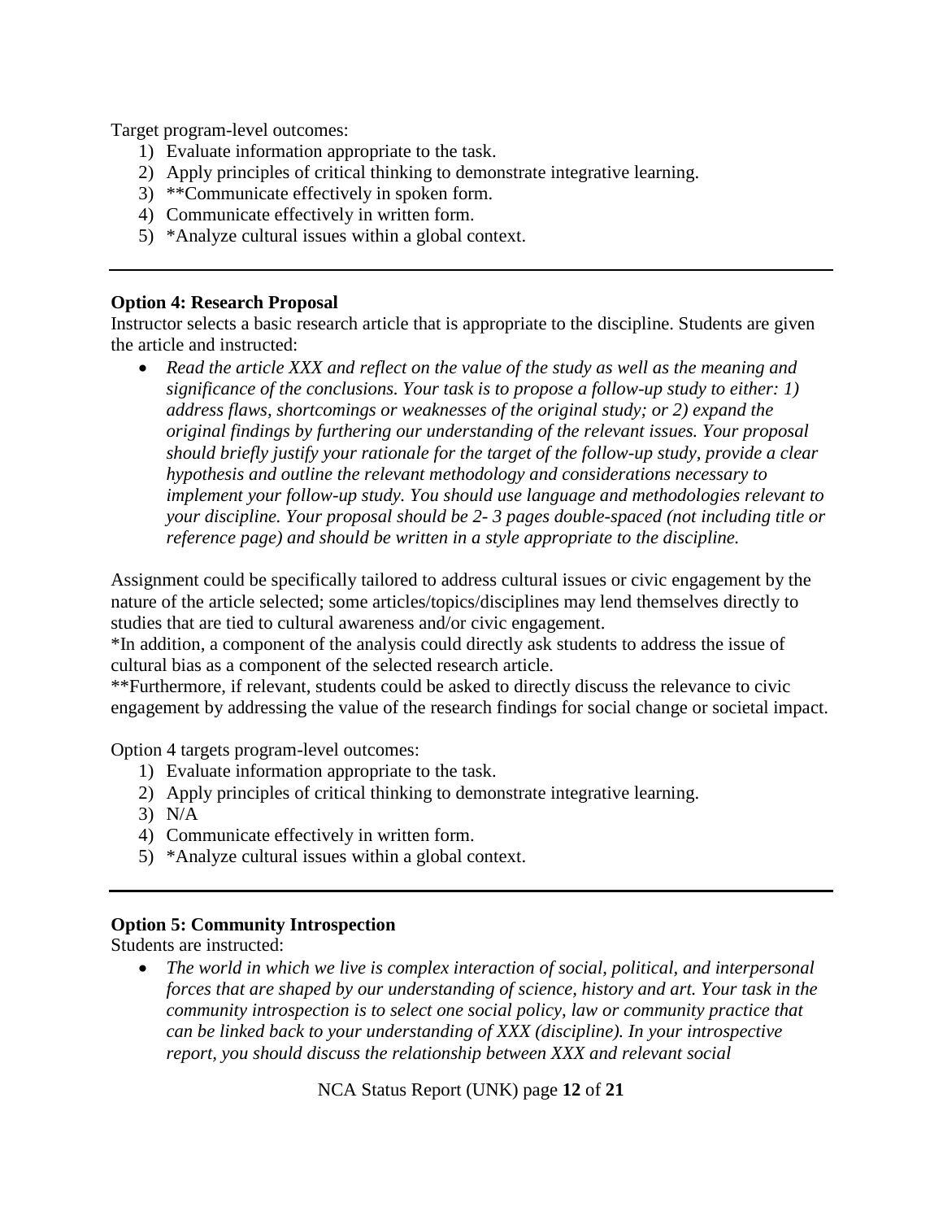Target program-level outcomes:

1) Evaluate information appropriate to the task.
2) Apply principles of critical thinking to demonstrate integrative learning.
3) **Communicate effectively in spoken form.
4) Communicate effectively in written form.
5) *Analyze cultural issues within a global context.

---

**Option 4: Research Proposal**

Instructor selects a basic research article that is appropriate to the discipline. Students are given the article and instructed:

- *Read the article XXX and reflect on the value of the study as well as the meaning and significance of the conclusions. Your task is to propose a follow-up study to either: 1) address flaws, shortcomings or weaknesses of the original study; or 2) expand the original findings by furthering our understanding of the relevant issues. Your proposal should briefly justify your rationale for the target of the follow-up study, provide a clear hypothesis and outline the relevant methodology and considerations necessary to implement your follow-up study. You should use language and methodologies relevant to your discipline. Your proposal should be 2- 3 pages double-spaced (not including title or reference page) and should be written in a style appropriate to the discipline.*

Assignment could be specifically tailored to address cultural issues or civic engagement by the nature of the article selected; some articles/topics/disciplines may lend themselves directly to studies that are tied to cultural awareness and/or civic engagement.

*In addition, a component of the analysis could directly ask students to address the issue of cultural bias as a component of the selected research article.

**Furthermore, if relevant, students could be asked to directly discuss the relevance to civic engagement by addressing the value of the research findings for social change or societal impact.

Option 4 targets program-level outcomes:

1) Evaluate information appropriate to the task.
2) Apply principles of critical thinking to demonstrate integrative learning.
3) N/A
4) Communicate effectively in written form.
5) *Analyze cultural issues within a global context.

---

**Option 5: Community Introspection**

Students are instructed:

- *The world in which we live is complex interaction of social, political, and interpersonal forces that are shaped by our understanding of science, history and art. Your task in the community introspection is to select one social policy, law or community practice that can be linked back to your understanding of XXX (discipline). In your introspective report, you should discuss the relationship between XXX and relevant social*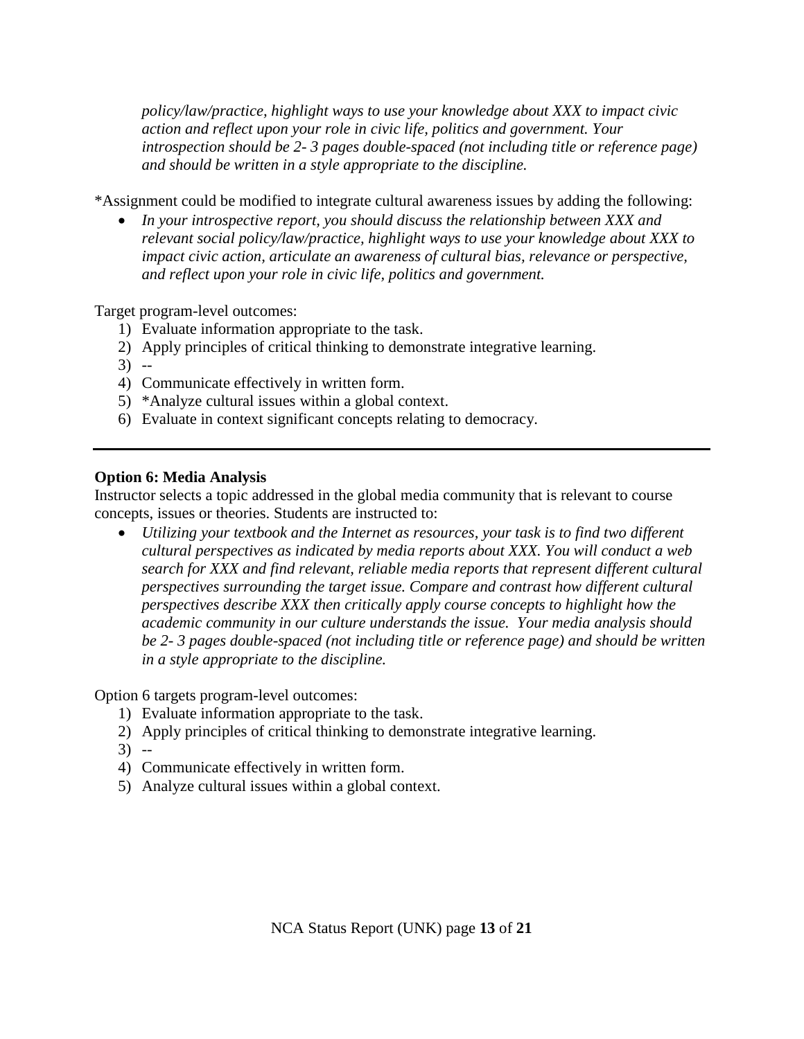*policy/law/practice, highlight ways to use your knowledge about XXX to impact civic action and reflect upon your role in civic life, politics and government. Your introspection should be 2- 3 pages double-spaced (not including title or reference page) and should be written in a style appropriate to the discipline.*

*Assignment could be modified to integrate cultural awareness issues by adding the following:

- *In your introspective report, you should discuss the relationship between XXX and relevant social policy/law/practice, highlight ways to use your knowledge about XXX to impact civic action, articulate an awareness of cultural bias, relevance or perspective, and reflect upon your role in civic life, politics and government.*

Target program-level outcomes:

1) Evaluate information appropriate to the task.
2) Apply principles of critical thinking to demonstrate integrative learning.
3) --
4) Communicate effectively in written form.
5) *Analyze cultural issues within a global context.
6) Evaluate in context significant concepts relating to democracy.

---

**Option 6: Media Analysis**

Instructor selects a topic addressed in the global media community that is relevant to course concepts, issues or theories. Students are instructed to:

- *Utilizing your textbook and the Internet as resources, your task is to find two different cultural perspectives as indicated by media reports about XXX. You will conduct a web search for XXX and find relevant, reliable media reports that represent different cultural perspectives surrounding the target issue. Compare and contrast how different cultural perspectives describe XXX then critically apply course concepts to highlight how the academic community in our culture understands the issue. Your media analysis should be 2- 3 pages double-spaced (not including title or reference page) and should be written in a style appropriate to the discipline.*

Option 6 targets program-level outcomes:

1) Evaluate information appropriate to the task.
2) Apply principles of critical thinking to demonstrate integrative learning.
3) --
4) Communicate effectively in written form.
5) Analyze cultural issues within a global context.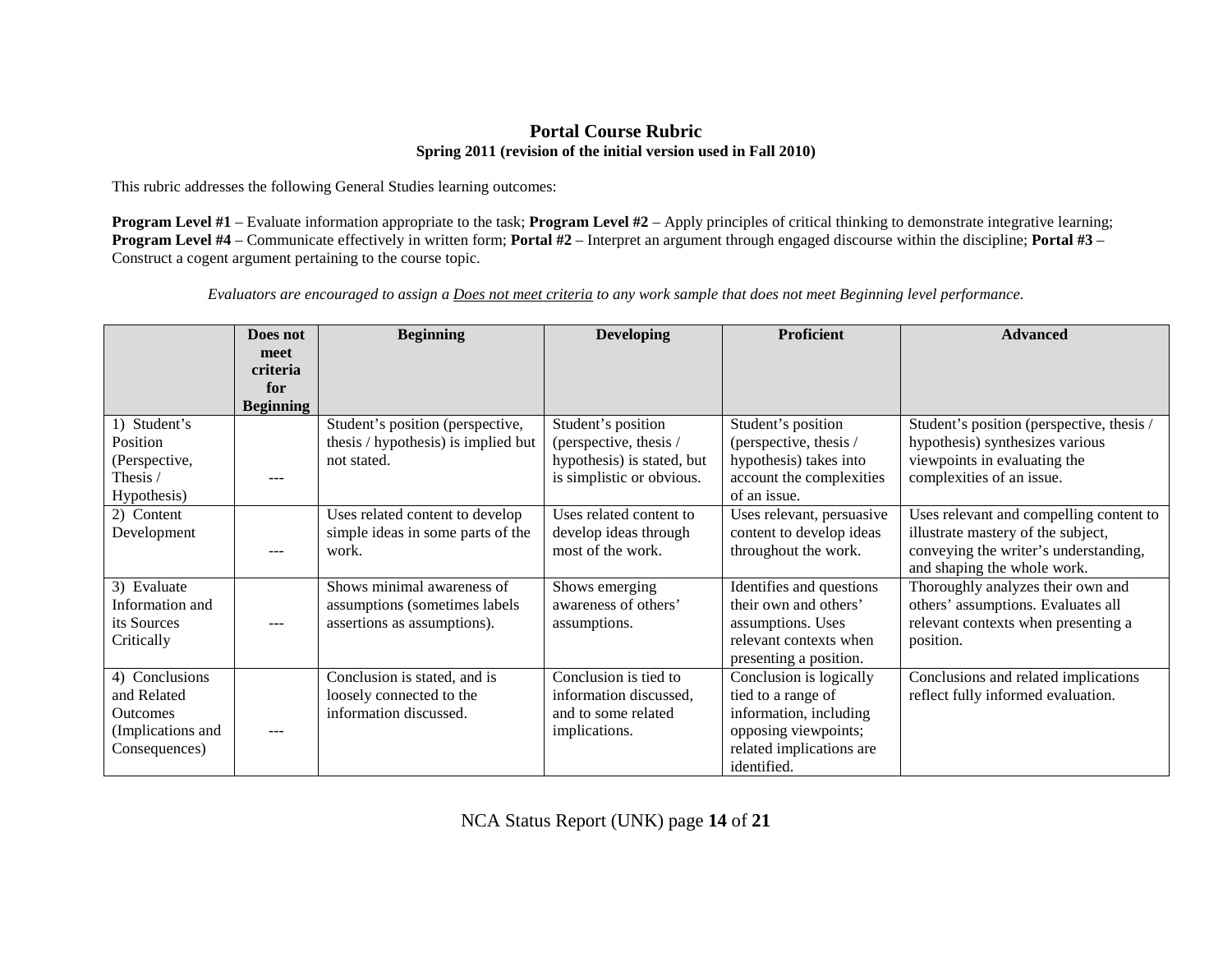# Portal Course Rubric

**Spring 2011 (revision of the initial version used in Fall 2010)**

This rubric addresses the following General Studies learning outcomes:

**Program Level #1** – Evaluate information appropriate to the task; **Program Level #2** – Apply principles of critical thinking to demonstrate integrative learning; **Program Level #4** – Communicate effectively in written form; **Portal #2** – Interpret an argument through engaged discourse within the discipline; **Portal #3** – Construct a cogent argument pertaining to the course topic.

*Evaluators are encouraged to assign a Does not meet criteria to any work sample that does not meet Beginning level performance.*

| | **Does not meet criteria for Beginning** | **Beginning** | **Developing** | **Proficient** | **Advanced** |
|---|---|---|---|---|---|
| 1) Student's Position (Perspective, Thesis / Hypothesis) | --- | Student's position (perspective, thesis / hypothesis) is implied but not stated. | Student's position (perspective, thesis / hypothesis) is stated, but is simplistic or obvious. | Student's position (perspective, thesis / hypothesis) takes into account the complexities of an issue. | Student's position (perspective, thesis / hypothesis) synthesizes various viewpoints in evaluating the complexities of an issue. |
| 2) Content Development | --- | Uses related content to develop simple ideas in some parts of the work. | Uses related content to develop ideas through most of the work. | Uses relevant, persuasive content to develop ideas throughout the work. | Uses relevant and compelling content to illustrate mastery of the subject, conveying the writer's understanding, and shaping the whole work. |
| 3) Evaluate Information and its Sources Critically | --- | Shows minimal awareness of assumptions (sometimes labels assertions as assumptions). | Shows emerging awareness of others' assumptions. | Identifies and questions their own and others' assumptions. Uses relevant contexts when presenting a position. | Thoroughly analyzes their own and others' assumptions. Evaluates all relevant contexts when presenting a position. |
| 4) Conclusions and Related Outcomes (Implications and Consequences) | --- | Conclusion is stated, and is loosely connected to the information discussed. | Conclusion is tied to information discussed, and to some related implications. | Conclusion is logically tied to a range of information, including opposing viewpoints; related implications are identified. | Conclusions and related implications reflect fully informed evaluation. |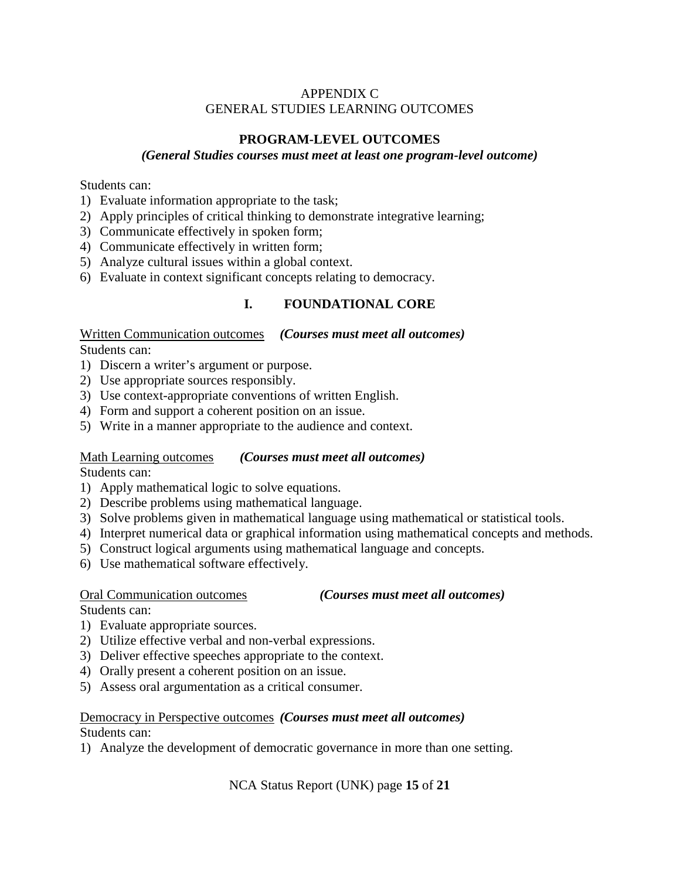# APPENDIX C
# GENERAL STUDIES LEARNING OUTCOMES

## PROGRAM-LEVEL OUTCOMES

***(General Studies courses must meet at least one program-level outcome)***

Students can:

1) Evaluate information appropriate to the task;
2) Apply principles of critical thinking to demonstrate integrative learning;
3) Communicate effectively in spoken form;
4) Communicate effectively in written form;
5) Analyze cultural issues within a global context.
6) Evaluate in context significant concepts relating to democracy.

## I. FOUNDATIONAL CORE

Written Communication outcomes ***(Courses must meet all outcomes)***

Students can:

1) Discern a writer's argument or purpose.
2) Use appropriate sources responsibly.
3) Use context-appropriate conventions of written English.
4) Form and support a coherent position on an issue.
5) Write in a manner appropriate to the audience and context.

Math Learning outcomes ***(Courses must meet all outcomes)***

Students can:

1) Apply mathematical logic to solve equations.
2) Describe problems using mathematical language.
3) Solve problems given in mathematical language using mathematical or statistical tools.
4) Interpret numerical data or graphical information using mathematical concepts and methods.
5) Construct logical arguments using mathematical language and concepts.
6) Use mathematical software effectively.

Oral Communication outcomes ***(Courses must meet all outcomes)***

Students can:

1) Evaluate appropriate sources.
2) Utilize effective verbal and non-verbal expressions.
3) Deliver effective speeches appropriate to the context.
4) Orally present a coherent position on an issue.
5) Assess oral argumentation as a critical consumer.

Democracy in Perspective outcomes ***(Courses must meet all outcomes)***

Students can:

1) Analyze the development of democratic governance in more than one setting.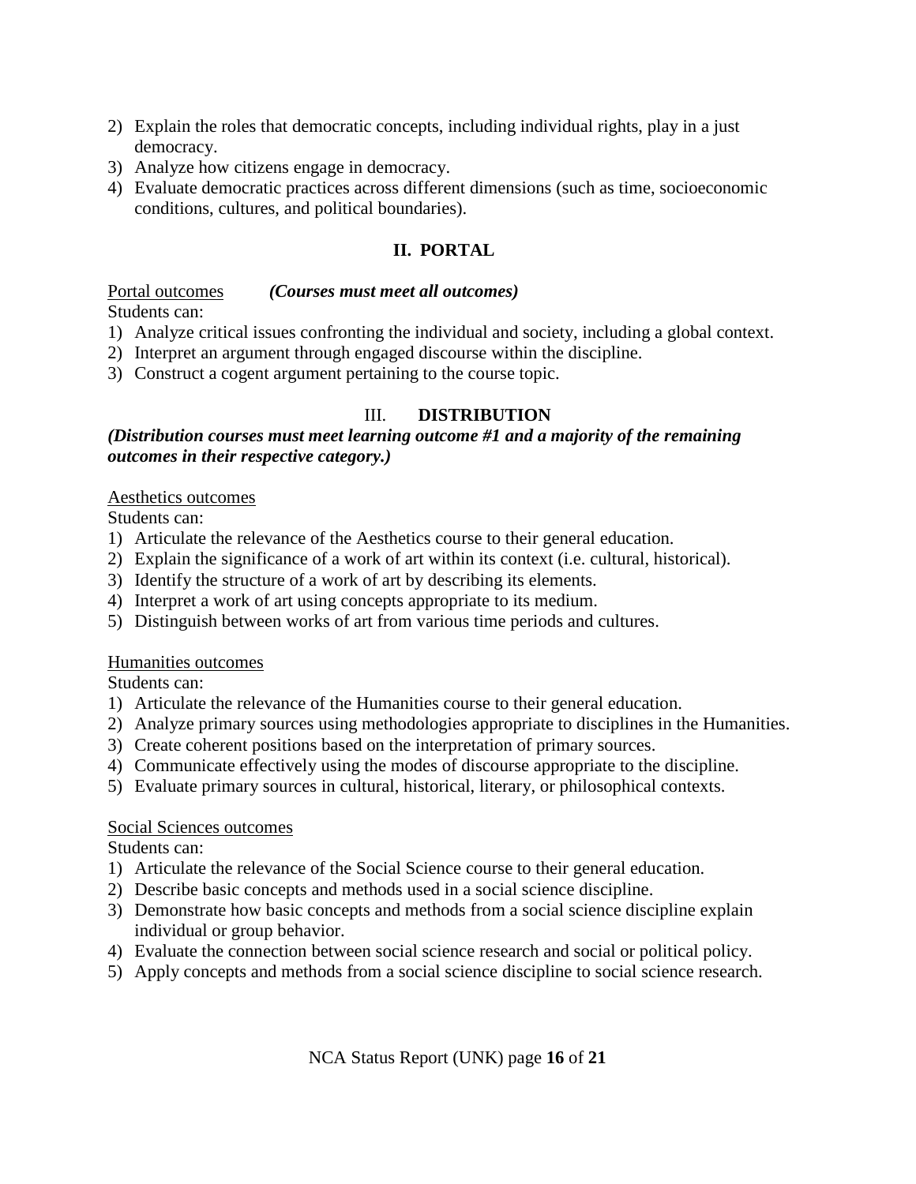2) Explain the roles that democratic concepts, including individual rights, play in a just democracy.
3) Analyze how citizens engage in democracy.
4) Evaluate democratic practices across different dimensions (such as time, socioeconomic conditions, cultures, and political boundaries).

## II. PORTAL

Portal outcomes ***(Courses must meet all outcomes)***

Students can:

1) Analyze critical issues confronting the individual and society, including a global context.
2) Interpret an argument through engaged discourse within the discipline.
3) Construct a cogent argument pertaining to the course topic.

## III. DISTRIBUTION

***(Distribution courses must meet learning outcome #1 and a majority of the remaining outcomes in their respective category.)***

Aesthetics outcomes

Students can:

1) Articulate the relevance of the Aesthetics course to their general education.
2) Explain the significance of a work of art within its context (i.e. cultural, historical).
3) Identify the structure of a work of art by describing its elements.
4) Interpret a work of art using concepts appropriate to its medium.
5) Distinguish between works of art from various time periods and cultures.

Humanities outcomes

Students can:

1) Articulate the relevance of the Humanities course to their general education.
2) Analyze primary sources using methodologies appropriate to disciplines in the Humanities.
3) Create coherent positions based on the interpretation of primary sources.
4) Communicate effectively using the modes of discourse appropriate to the discipline.
5) Evaluate primary sources in cultural, historical, literary, or philosophical contexts.

Social Sciences outcomes

Students can:

1) Articulate the relevance of the Social Science course to their general education.
2) Describe basic concepts and methods used in a social science discipline.
3) Demonstrate how basic concepts and methods from a social science discipline explain individual or group behavior.
4) Evaluate the connection between social science research and social or political policy.
5) Apply concepts and methods from a social science discipline to social science research.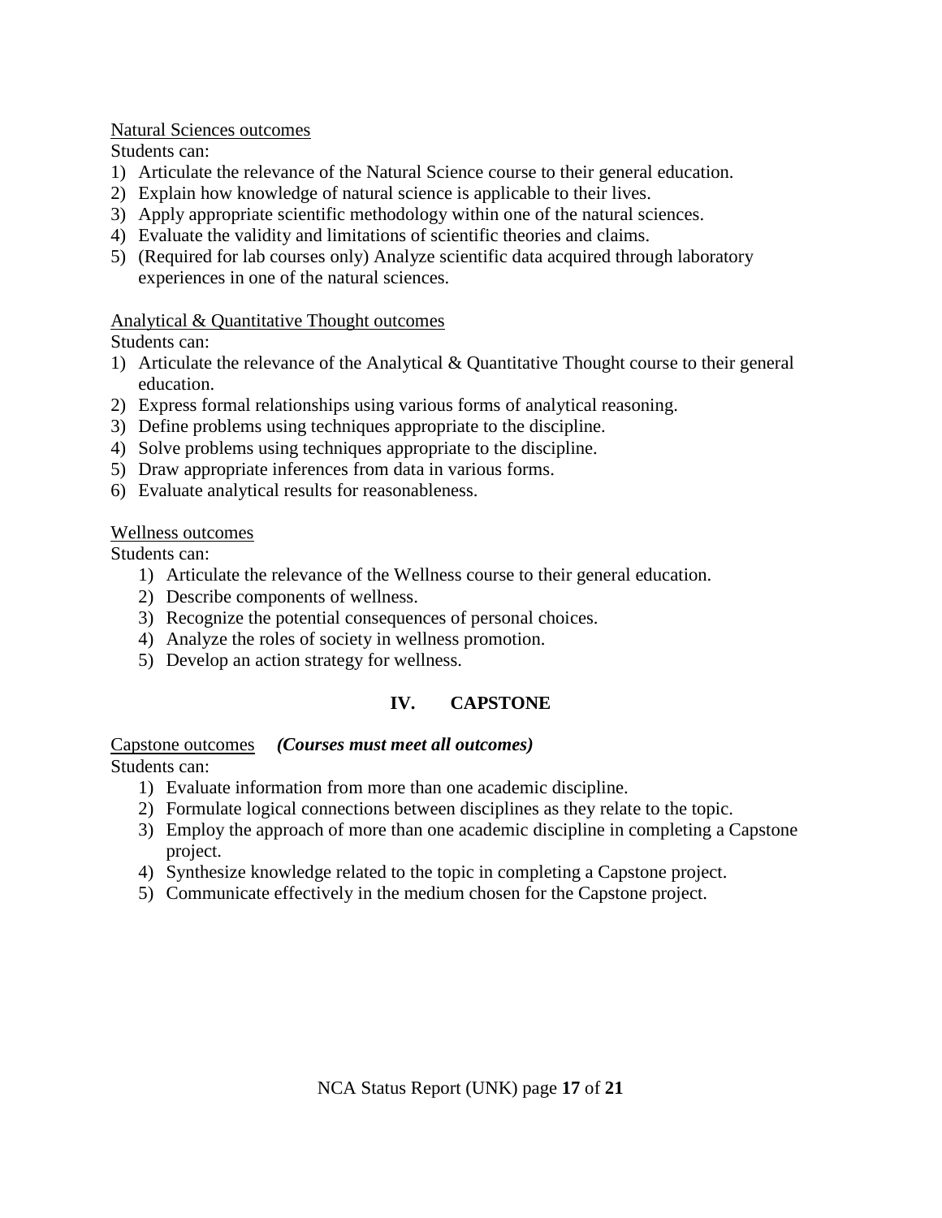Natural Sciences outcomes

Students can:

1) Articulate the relevance of the Natural Science course to their general education.
2) Explain how knowledge of natural science is applicable to their lives.
3) Apply appropriate scientific methodology within one of the natural sciences.
4) Evaluate the validity and limitations of scientific theories and claims.
5) (Required for lab courses only) Analyze scientific data acquired through laboratory experiences in one of the natural sciences.

Analytical & Quantitative Thought outcomes

Students can:

1) Articulate the relevance of the Analytical & Quantitative Thought course to their general education.
2) Express formal relationships using various forms of analytical reasoning.
3) Define problems using techniques appropriate to the discipline.
4) Solve problems using techniques appropriate to the discipline.
5) Draw appropriate inferences from data in various forms.
6) Evaluate analytical results for reasonableness.

Wellness outcomes

Students can:

1) Articulate the relevance of the Wellness course to their general education.
2) Describe components of wellness.
3) Recognize the potential consequences of personal choices.
4) Analyze the roles of society in wellness promotion.
5) Develop an action strategy for wellness.

## IV. CAPSTONE

Capstone outcomes ***(Courses must meet all outcomes)***

Students can:

1) Evaluate information from more than one academic discipline.
2) Formulate logical connections between disciplines as they relate to the topic.
3) Employ the approach of more than one academic discipline in completing a Capstone project.
4) Synthesize knowledge related to the topic in completing a Capstone project.
5) Communicate effectively in the medium chosen for the Capstone project.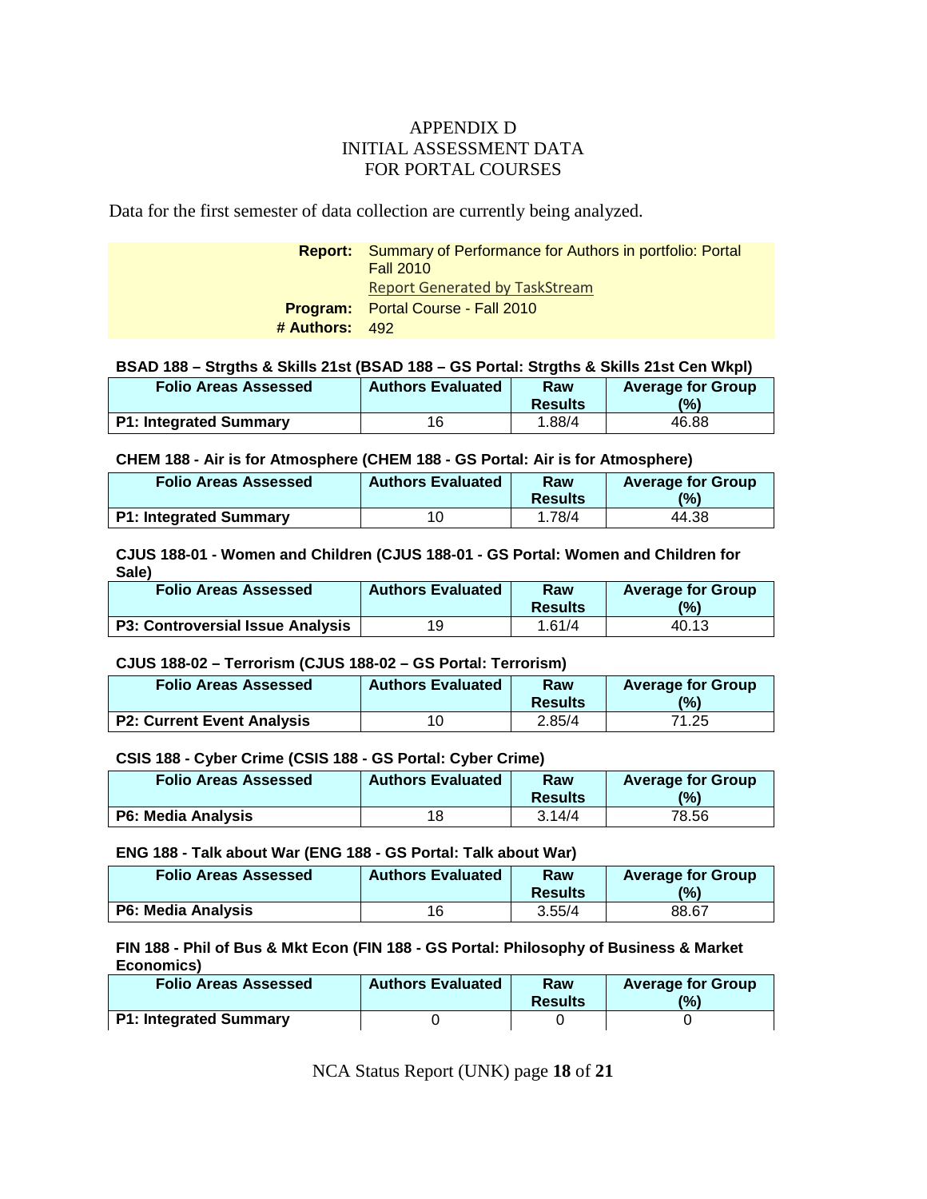# APPENDIX D
# INITIAL ASSESSMENT DATA
# FOR PORTAL COURSES

Data for the first semester of data collection are currently being analyzed.

| | |
|---|---|
| **Report:** | Summary of Performance for Authors in portfolio: Portal Fall 2010<br>Report Generated by TaskStream |
| **Program:** | Portal Course - Fall 2010 |
| **# Authors:** | 492 |

**BSAD 188 – Strgths & Skills 21st (BSAD 188 – GS Portal: Strgths & Skills 21st Cen Wkpl)**

| Folio Areas Assessed | Authors Evaluated | Raw Results | Average for Group (%) |
|---|---|---|---|
| **P1: Integrated Summary** | 16 | 1.88/4 | 46.88 |

**CHEM 188 - Air is for Atmosphere (CHEM 188 - GS Portal: Air is for Atmosphere)**

| Folio Areas Assessed | Authors Evaluated | Raw Results | Average for Group (%) |
|---|---|---|---|
| **P1: Integrated Summary** | 10 | 1.78/4 | 44.38 |

**CJUS 188-01 - Women and Children (CJUS 188-01 - GS Portal: Women and Children for Sale)**

| Folio Areas Assessed | Authors Evaluated | Raw Results | Average for Group (%) |
|---|---|---|---|
| **P3: Controversial Issue Analysis** | 19 | 1.61/4 | 40.13 |

**CJUS 188-02 – Terrorism (CJUS 188-02 – GS Portal: Terrorism)**

| Folio Areas Assessed | Authors Evaluated | Raw Results | Average for Group (%) |
|---|---|---|---|
| **P2: Current Event Analysis** | 10 | 2.85/4 | 71.25 |

**CSIS 188 - Cyber Crime (CSIS 188 - GS Portal: Cyber Crime)**

| Folio Areas Assessed | Authors Evaluated | Raw Results | Average for Group (%) |
|---|---|---|---|
| **P6: Media Analysis** | 18 | 3.14/4 | 78.56 |

**ENG 188 - Talk about War (ENG 188 - GS Portal: Talk about War)**

| Folio Areas Assessed | Authors Evaluated | Raw Results | Average for Group (%) |
|---|---|---|---|
| **P6: Media Analysis** | 16 | 3.55/4 | 88.67 |

**FIN 188 - Phil of Bus & Mkt Econ (FIN 188 - GS Portal: Philosophy of Business & Market Economics)**

| Folio Areas Assessed | Authors Evaluated | Raw Results | Average for Group (%) |
|---|---|---|---|
| **P1: Integrated Summary** | 0 | 0 | 0 |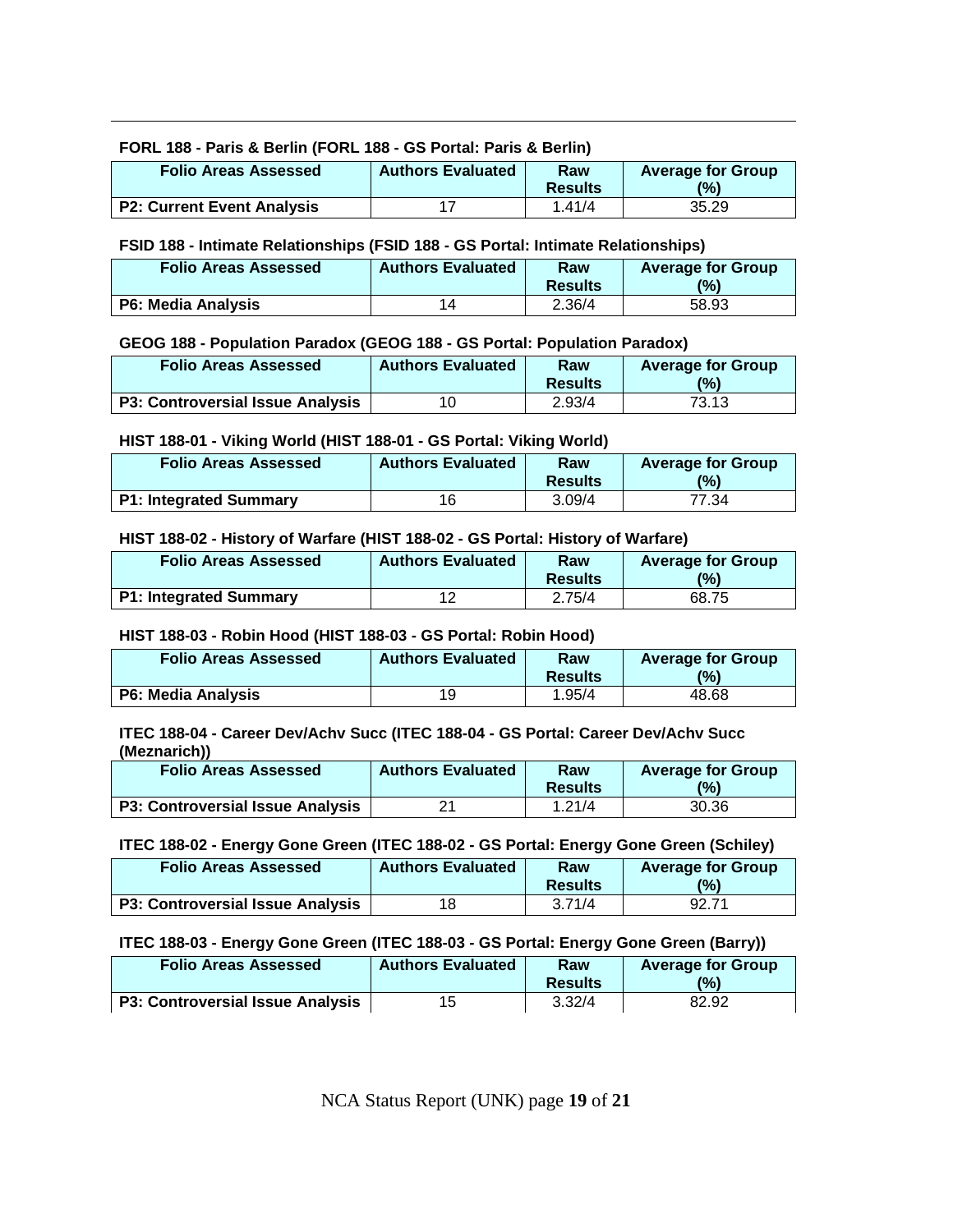**FORL 188 - Paris & Berlin (FORL 188 - GS Portal: Paris & Berlin)**

| Folio Areas Assessed | Authors Evaluated | Raw Results | Average for Group (%) |
|---|---|---|---|
| **P2: Current Event Analysis** | 17 | 1.41/4 | 35.29 |

**FSID 188 - Intimate Relationships (FSID 188 - GS Portal: Intimate Relationships)**

| Folio Areas Assessed | Authors Evaluated | Raw Results | Average for Group (%) |
|---|---|---|---|
| **P6: Media Analysis** | 14 | 2.36/4 | 58.93 |

**GEOG 188 - Population Paradox (GEOG 188 - GS Portal: Population Paradox)**

| Folio Areas Assessed | Authors Evaluated | Raw Results | Average for Group (%) |
|---|---|---|---|
| **P3: Controversial Issue Analysis** | 10 | 2.93/4 | 73.13 |

**HIST 188-01 - Viking World (HIST 188-01 - GS Portal: Viking World)**

| Folio Areas Assessed | Authors Evaluated | Raw Results | Average for Group (%) |
|---|---|---|---|
| **P1: Integrated Summary** | 16 | 3.09/4 | 77.34 |

**HIST 188-02 - History of Warfare (HIST 188-02 - GS Portal: History of Warfare)**

| Folio Areas Assessed | Authors Evaluated | Raw Results | Average for Group (%) |
|---|---|---|---|
| **P1: Integrated Summary** | 12 | 2.75/4 | 68.75 |

**HIST 188-03 - Robin Hood (HIST 188-03 - GS Portal: Robin Hood)**

| Folio Areas Assessed | Authors Evaluated | Raw Results | Average for Group (%) |
|---|---|---|---|
| **P6: Media Analysis** | 19 | 1.95/4 | 48.68 |

**ITEC 188-04 - Career Dev/Achv Succ (ITEC 188-04 - GS Portal: Career Dev/Achv Succ (Meznarich))**

| Folio Areas Assessed | Authors Evaluated | Raw Results | Average for Group (%) |
|---|---|---|---|
| **P3: Controversial Issue Analysis** | 21 | 1.21/4 | 30.36 |

**ITEC 188-02 - Energy Gone Green (ITEC 188-02 - GS Portal: Energy Gone Green (Schiley)**

| Folio Areas Assessed | Authors Evaluated | Raw Results | Average for Group (%) |
|---|---|---|---|
| **P3: Controversial Issue Analysis** | 18 | 3.71/4 | 92.71 |

**ITEC 188-03 - Energy Gone Green (ITEC 188-03 - GS Portal: Energy Gone Green (Barry))**

| Folio Areas Assessed | Authors Evaluated | Raw Results | Average for Group (%) |
|---|---|---|---|
| **P3: Controversial Issue Analysis** | 15 | 3.32/4 | 82.92 |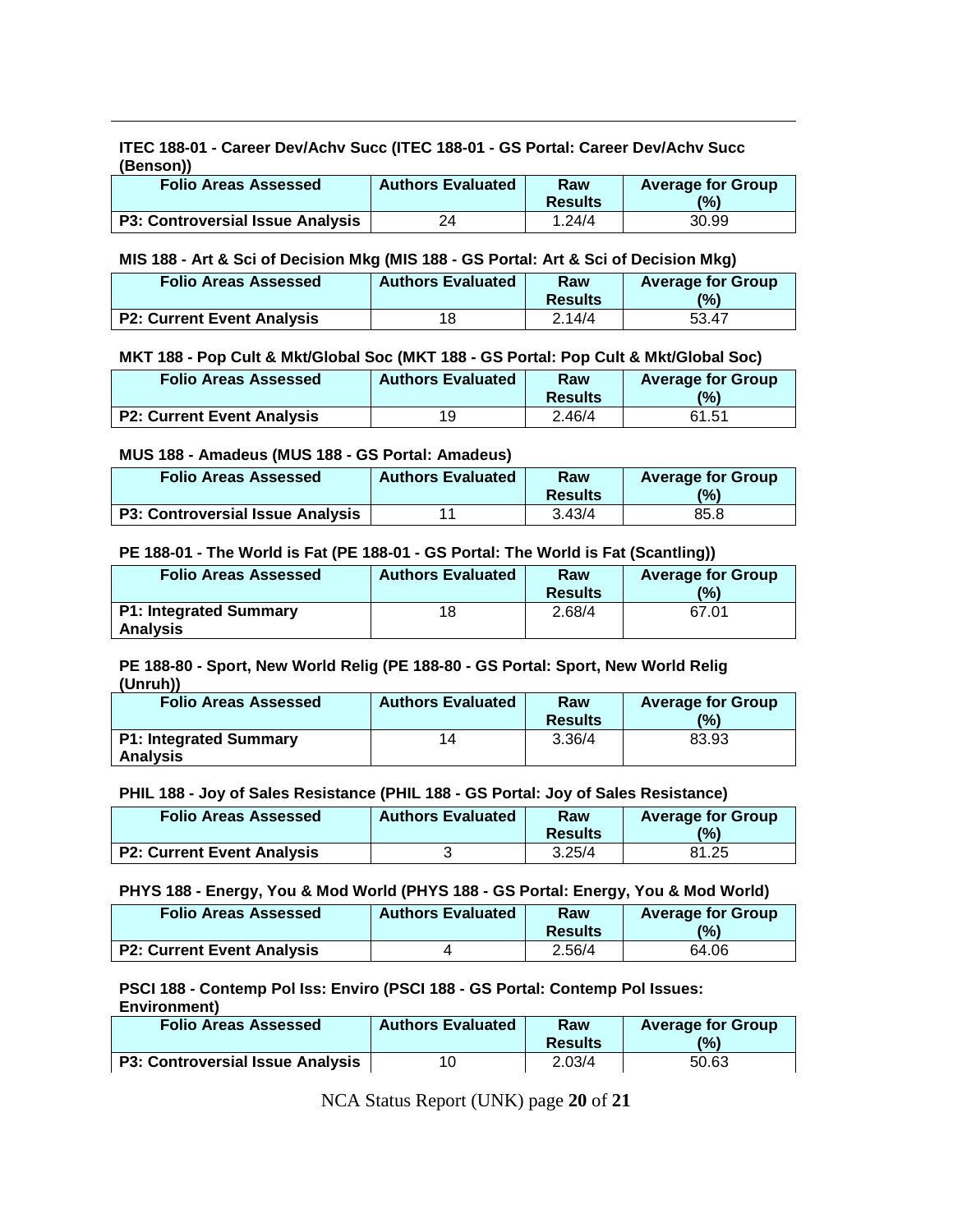**ITEC 188-01 - Career Dev/Achv Succ (ITEC 188-01 - GS Portal: Career Dev/Achv Succ (Benson))**

| Folio Areas Assessed | Authors Evaluated | Raw Results | Average for Group (%) |
|---|---|---|---|
| P3: Controversial Issue Analysis | 24 | 1.24/4 | 30.99 |

**MIS 188 - Art & Sci of Decision Mkg (MIS 188 - GS Portal: Art & Sci of Decision Mkg)**

| Folio Areas Assessed | Authors Evaluated | Raw Results | Average for Group (%) |
|---|---|---|---|
| P2: Current Event Analysis | 18 | 2.14/4 | 53.47 |

**MKT 188 - Pop Cult & Mkt/Global Soc (MKT 188 - GS Portal: Pop Cult & Mkt/Global Soc)**

| Folio Areas Assessed | Authors Evaluated | Raw Results | Average for Group (%) |
|---|---|---|---|
| P2: Current Event Analysis | 19 | 2.46/4 | 61.51 |

**MUS 188 - Amadeus (MUS 188 - GS Portal: Amadeus)**

| Folio Areas Assessed | Authors Evaluated | Raw Results | Average for Group (%) |
|---|---|---|---|
| P3: Controversial Issue Analysis | 11 | 3.43/4 | 85.8 |

**PE 188-01 - The World is Fat (PE 188-01 - GS Portal: The World is Fat (Scantling))**

| Folio Areas Assessed | Authors Evaluated | Raw Results | Average for Group (%) |
|---|---|---|---|
| P1: Integrated Summary Analysis | 18 | 2.68/4 | 67.01 |

**PE 188-80 - Sport, New World Relig (PE 188-80 - GS Portal: Sport, New World Relig (Unruh))**

| Folio Areas Assessed | Authors Evaluated | Raw Results | Average for Group (%) |
|---|---|---|---|
| P1: Integrated Summary Analysis | 14 | 3.36/4 | 83.93 |

**PHIL 188 - Joy of Sales Resistance (PHIL 188 - GS Portal: Joy of Sales Resistance)**

| Folio Areas Assessed | Authors Evaluated | Raw Results | Average for Group (%) |
|---|---|---|---|
| P2: Current Event Analysis | 3 | 3.25/4 | 81.25 |

**PHYS 188 - Energy, You & Mod World (PHYS 188 - GS Portal: Energy, You & Mod World)**

| Folio Areas Assessed | Authors Evaluated | Raw Results | Average for Group (%) |
|---|---|---|---|
| P2: Current Event Analysis | 4 | 2.56/4 | 64.06 |

**PSCI 188 - Contemp Pol Iss: Enviro (PSCI 188 - GS Portal: Contemp Pol Issues: Environment)**

| Folio Areas Assessed | Authors Evaluated | Raw Results | Average for Group (%) |
|---|---|---|---|
| P3: Controversial Issue Analysis | 10 | 2.03/4 | 50.63 |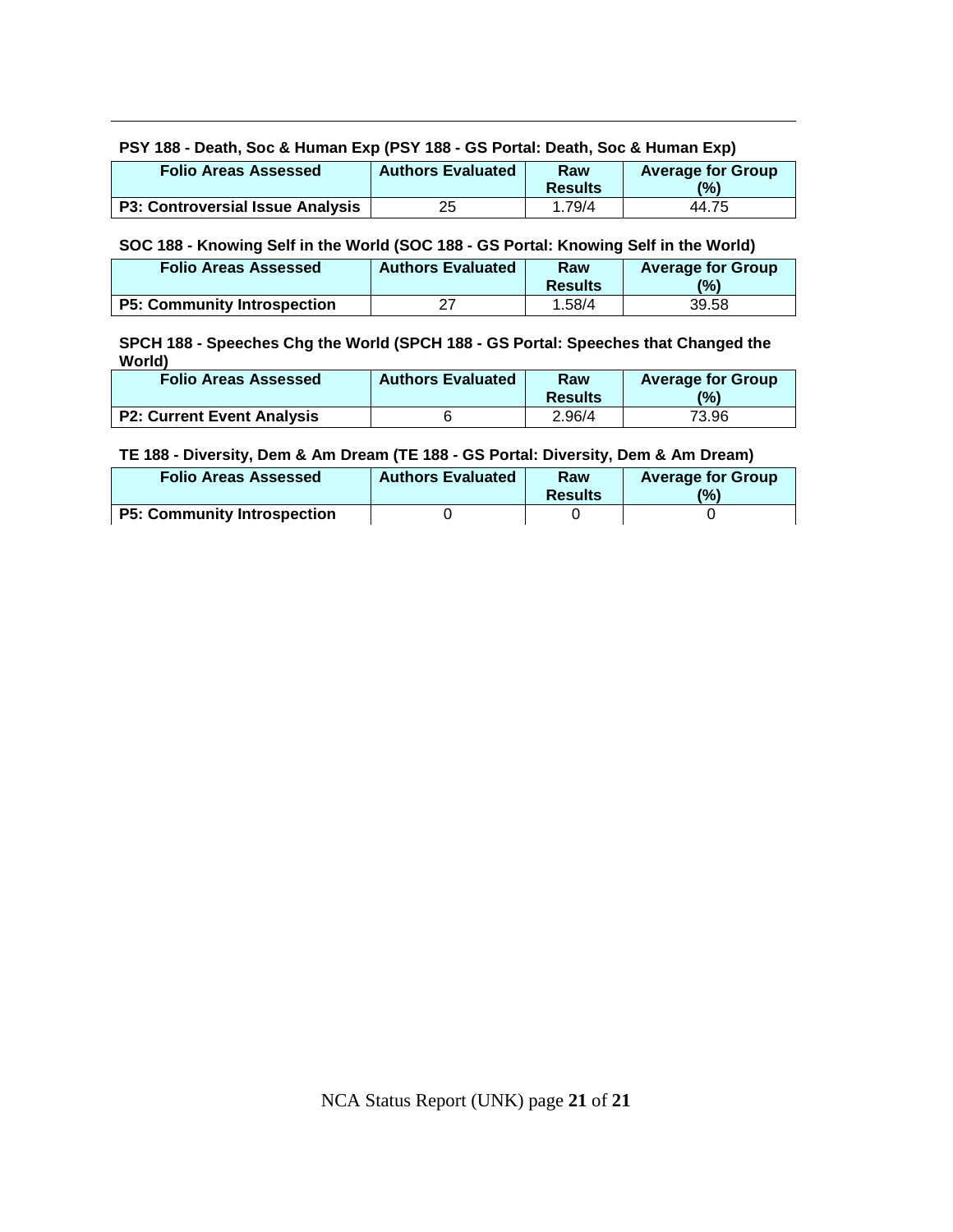**PSY 188 - Death, Soc & Human Exp (PSY 188 - GS Portal: Death, Soc & Human Exp)**

| Folio Areas Assessed | Authors Evaluated | Raw Results | Average for Group (%) |
|---|---|---|---|
| P3: Controversial Issue Analysis | 25 | 1.79/4 | 44.75 |

**SOC 188 - Knowing Self in the World (SOC 188 - GS Portal: Knowing Self in the World)**

| Folio Areas Assessed | Authors Evaluated | Raw Results | Average for Group (%) |
|---|---|---|---|
| P5: Community Introspection | 27 | 1.58/4 | 39.58 |

**SPCH 188 - Speeches Chg the World (SPCH 188 - GS Portal: Speeches that Changed the World)**

| Folio Areas Assessed | Authors Evaluated | Raw Results | Average for Group (%) |
|---|---|---|---|
| P2: Current Event Analysis | 6 | 2.96/4 | 73.96 |

**TE 188 - Diversity, Dem & Am Dream (TE 188 - GS Portal: Diversity, Dem & Am Dream)**

| Folio Areas Assessed | Authors Evaluated | Raw Results | Average for Group (%) |
|---|---|---|---|
| P5: Community Introspection | 0 | 0 | 0 |